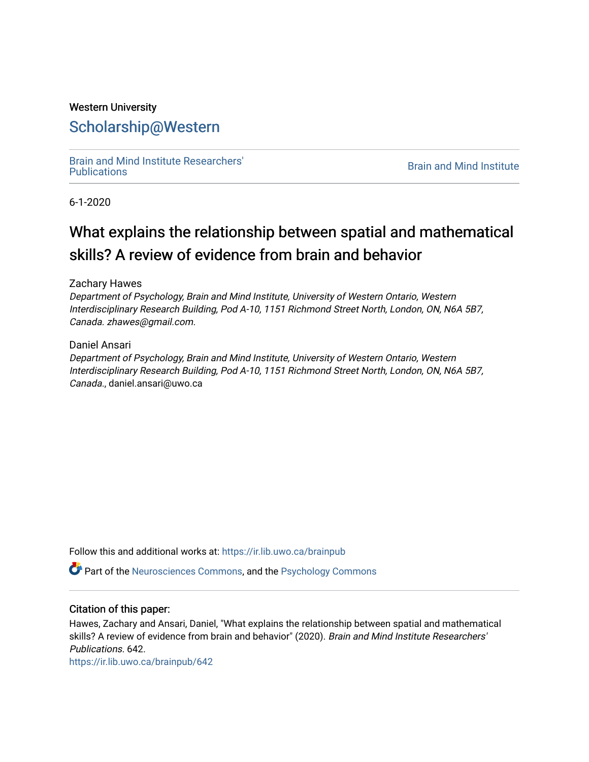Western University

# Scholarship@Western

Brain and Mind Institute Researchers' Publications

Brain and Mind Institute

6-1-2020

# What explains the relationship between spatial and mathematical skills? A review of evidence from brain and behavior

Zachary Hawes

*Department of Psychology, Brain and Mind Institute, University of Western Ontario, Western Interdisciplinary Research Building, Pod A-10, 1151 Richmond Street North, London, ON, N6A 5B7, Canada. zhawes@gmail.com.*

Daniel Ansari

*Department of Psychology, Brain and Mind Institute, University of Western Ontario, Western Interdisciplinary Research Building, Pod A-10, 1151 Richmond Street North, London, ON, N6A 5B7, Canada.*, daniel.ansari@uwo.ca

Follow this and additional works at: https://ir.lib.uwo.ca/brainpub

Part of the Neurosciences Commons, and the Psychology Commons

## Citation of this paper:

Hawes, Zachary and Ansari, Daniel, "What explains the relationship between spatial and mathematical skills? A review of evidence from brain and behavior" (2020). *Brain and Mind Institute Researchers' Publications*. 642.

https://ir.lib.uwo.ca/brainpub/642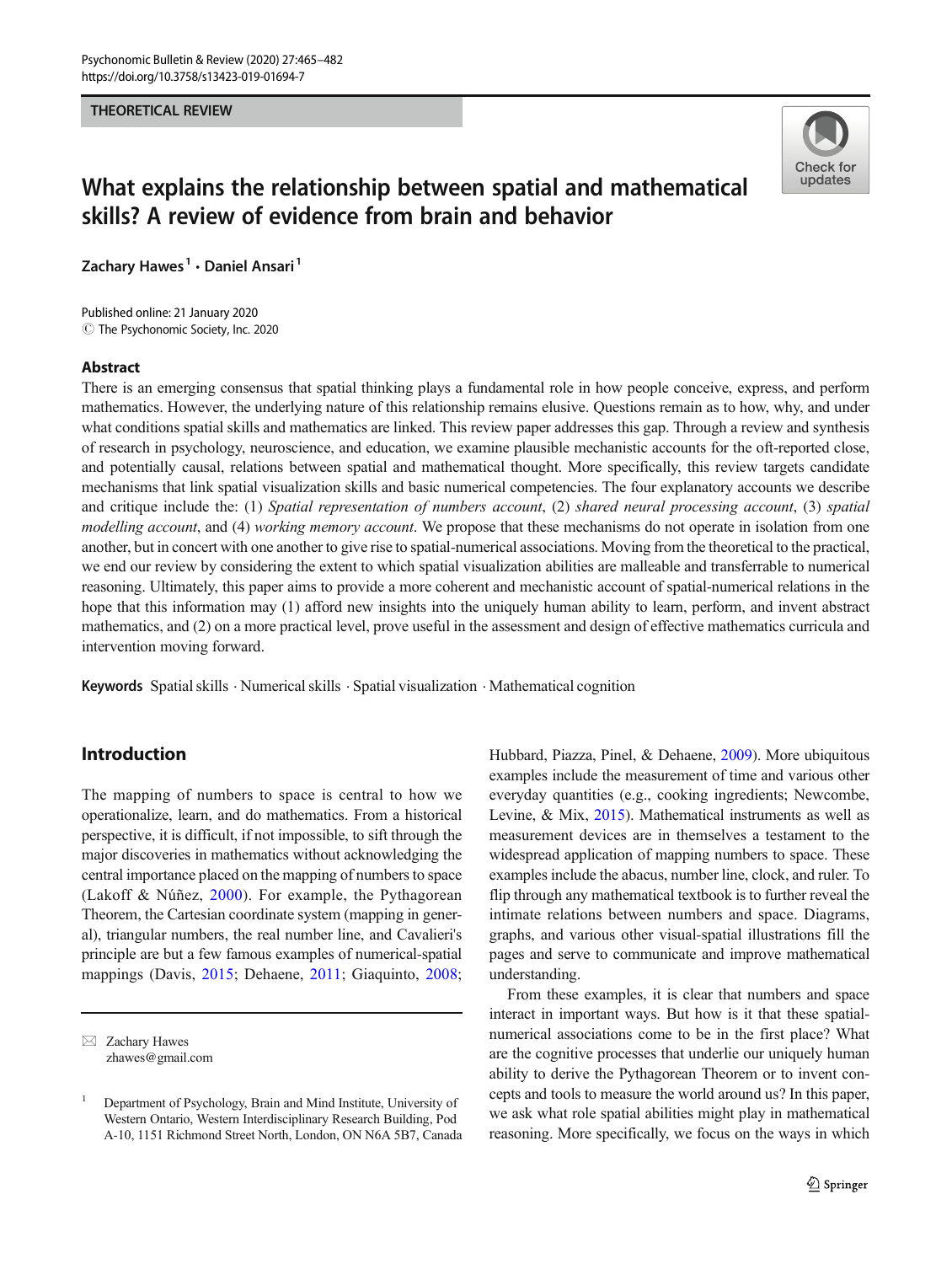THEORETICAL REVIEW

# What explains the relationship between spatial and mathematical skills? A review of evidence from brain and behavior

Zachary Hawes[1] · Daniel Ansari[1]

Published online: 21 January 2020
© The Psychonomic Society, Inc. 2020

## Abstract

There is an emerging consensus that spatial thinking plays a fundamental role in how people conceive, express, and perform mathematics. However, the underlying nature of this relationship remains elusive. Questions remain as to how, why, and under what conditions spatial skills and mathematics are linked. This review paper addresses this gap. Through a review and synthesis of research in psychology, neuroscience, and education, we examine plausible mechanistic accounts for the oft-reported close, and potentially causal, relations between spatial and mathematical thought. More specifically, this review targets candidate mechanisms that link spatial visualization skills and basic numerical competencies. The four explanatory accounts we describe and critique include the: (1) *Spatial representation of numbers account*, (2) *shared neural processing account*, (3) *spatial modelling account*, and (4) *working memory account*. We propose that these mechanisms do not operate in isolation from one another, but in concert with one another to give rise to spatial-numerical associations. Moving from the theoretical to the practical, we end our review by considering the extent to which spatial visualization abilities are malleable and transferrable to numerical reasoning. Ultimately, this paper aims to provide a more coherent and mechanistic account of spatial-numerical relations in the hope that this information may (1) afford new insights into the uniquely human ability to learn, perform, and invent abstract mathematics, and (2) on a more practical level, prove useful in the assessment and design of effective mathematics curricula and intervention moving forward.

**Keywords** Spatial skills · Numerical skills · Spatial visualization · Mathematical cognition

## Introduction

The mapping of numbers to space is central to how we operationalize, learn, and do mathematics. From a historical perspective, it is difficult, if not impossible, to sift through the major discoveries in mathematics without acknowledging the central importance placed on the mapping of numbers to space (Lakoff & Núñez, 2000). For example, the Pythagorean Theorem, the Cartesian coordinate system (mapping in general), triangular numbers, the real number line, and Cavalieri's principle are but a few famous examples of numerical-spatial mappings (Davis, 2015; Dehaene, 2011; Giaquinto, 2008; Hubbard, Piazza, Pinel, & Dehaene, 2009). More ubiquitous examples include the measurement of time and various other everyday quantities (e.g., cooking ingredients; Newcombe, Levine, & Mix, 2015). Mathematical instruments as well as measurement devices are in themselves a testament to the widespread application of mapping numbers to space. These examples include the abacus, number line, clock, and ruler. To flip through any mathematical textbook is to further reveal the intimate relations between numbers and space. Diagrams, graphs, and various other visual-spatial illustrations fill the pages and serve to communicate and improve mathematical understanding.

From these examples, it is clear that numbers and space interact in important ways. But how is it that these spatial-numerical associations come to be in the first place? What are the cognitive processes that underlie our uniquely human ability to derive the Pythagorean Theorem or to invent concepts and tools to measure the world around us? In this paper, we ask what role spatial abilities might play in mathematical reasoning. More specifically, we focus on the ways in which

✉ Zachary Hawes
zhawes@gmail.com

[1] Department of Psychology, Brain and Mind Institute, University of Western Ontario, Western Interdisciplinary Research Building, Pod A-10, 1151 Richmond Street North, London, ON N6A 5B7, Canada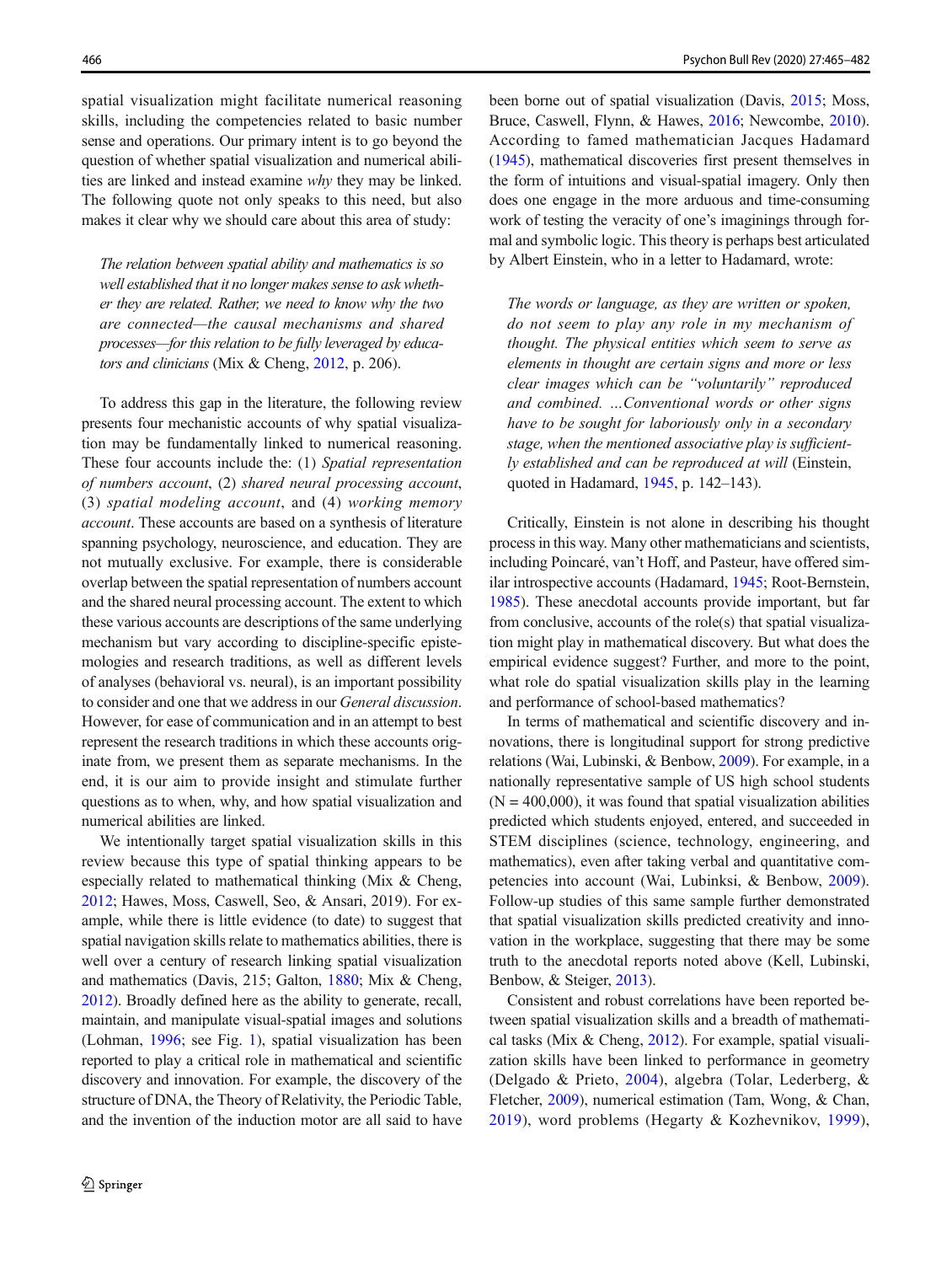spatial visualization might facilitate numerical reasoning skills, including the competencies related to basic number sense and operations. Our primary intent is to go beyond the question of whether spatial visualization and numerical abilities are linked and instead examine *why* they may be linked. The following quote not only speaks to this need, but also makes it clear why we should care about this area of study:

> *The relation between spatial ability and mathematics is so well established that it no longer makes sense to ask whether they are related. Rather, we need to know why the two are connected—the causal mechanisms and shared processes—for this relation to be fully leveraged by educators and clinicians* (Mix & Cheng, 2012, p. 206).

To address this gap in the literature, the following review presents four mechanistic accounts of why spatial visualization may be fundamentally linked to numerical reasoning. These four accounts include the: (1) *Spatial representation of numbers account*, (2) *shared neural processing account*, (3) *spatial modeling account*, and (4) *working memory account*. These accounts are based on a synthesis of literature spanning psychology, neuroscience, and education. They are not mutually exclusive. For example, there is considerable overlap between the spatial representation of numbers account and the shared neural processing account. The extent to which these various accounts are descriptions of the same underlying mechanism but vary according to discipline-specific epistemologies and research traditions, as well as different levels of analyses (behavioral vs. neural), is an important possibility to consider and one that we address in our *General discussion*. However, for ease of communication and in an attempt to best represent the research traditions in which these accounts originate from, we present them as separate mechanisms. In the end, it is our aim to provide insight and stimulate further questions as to when, why, and how spatial visualization and numerical abilities are linked.

We intentionally target spatial visualization skills in this review because this type of spatial thinking appears to be especially related to mathematical thinking (Mix & Cheng, 2012; Hawes, Moss, Caswell, Seo, & Ansari, 2019). For example, while there is little evidence (to date) to suggest that spatial navigation skills relate to mathematics abilities, there is well over a century of research linking spatial visualization and mathematics (Davis, 215; Galton, 1880; Mix & Cheng, 2012). Broadly defined here as the ability to generate, recall, maintain, and manipulate visual-spatial images and solutions (Lohman, 1996; see Fig. 1), spatial visualization has been reported to play a critical role in mathematical and scientific discovery and innovation. For example, the discovery of the structure of DNA, the Theory of Relativity, the Periodic Table, and the invention of the induction motor are all said to have been borne out of spatial visualization (Davis, 2015; Moss, Bruce, Caswell, Flynn, & Hawes, 2016; Newcombe, 2010). According to famed mathematician Jacques Hadamard (1945), mathematical discoveries first present themselves in the form of intuitions and visual-spatial imagery. Only then does one engage in the more arduous and time-consuming work of testing the veracity of one's imaginings through formal and symbolic logic. This theory is perhaps best articulated by Albert Einstein, who in a letter to Hadamard, wrote:

> *The words or language, as they are written or spoken, do not seem to play any role in my mechanism of thought. The physical entities which seem to serve as elements in thought are certain signs and more or less clear images which can be "voluntarily" reproduced and combined. ...Conventional words or other signs have to be sought for laboriously only in a secondary stage, when the mentioned associative play is sufficiently established and can be reproduced at will* (Einstein, quoted in Hadamard, 1945, p. 142–143).

Critically, Einstein is not alone in describing his thought process in this way. Many other mathematicians and scientists, including Poincaré, van't Hoff, and Pasteur, have offered similar introspective accounts (Hadamard, 1945; Root-Bernstein, 1985). These anecdotal accounts provide important, but far from conclusive, accounts of the role(s) that spatial visualization might play in mathematical discovery. But what does the empirical evidence suggest? Further, and more to the point, what role do spatial visualization skills play in the learning and performance of school-based mathematics?

In terms of mathematical and scientific discovery and innovations, there is longitudinal support for strong predictive relations (Wai, Lubinski, & Benbow, 2009). For example, in a nationally representative sample of US high school students (N = 400,000), it was found that spatial visualization abilities predicted which students enjoyed, entered, and succeeded in STEM disciplines (science, technology, engineering, and mathematics), even after taking verbal and quantitative competencies into account (Wai, Lubinksi, & Benbow, 2009). Follow-up studies of this same sample further demonstrated that spatial visualization skills predicted creativity and innovation in the workplace, suggesting that there may be some truth to the anecdotal reports noted above (Kell, Lubinski, Benbow, & Steiger, 2013).

Consistent and robust correlations have been reported between spatial visualization skills and a breadth of mathematical tasks (Mix & Cheng, 2012). For example, spatial visualization skills have been linked to performance in geometry (Delgado & Prieto, 2004), algebra (Tolar, Lederberg, & Fletcher, 2009), numerical estimation (Tam, Wong, & Chan, 2019), word problems (Hegarty & Kozhevnikov, 1999),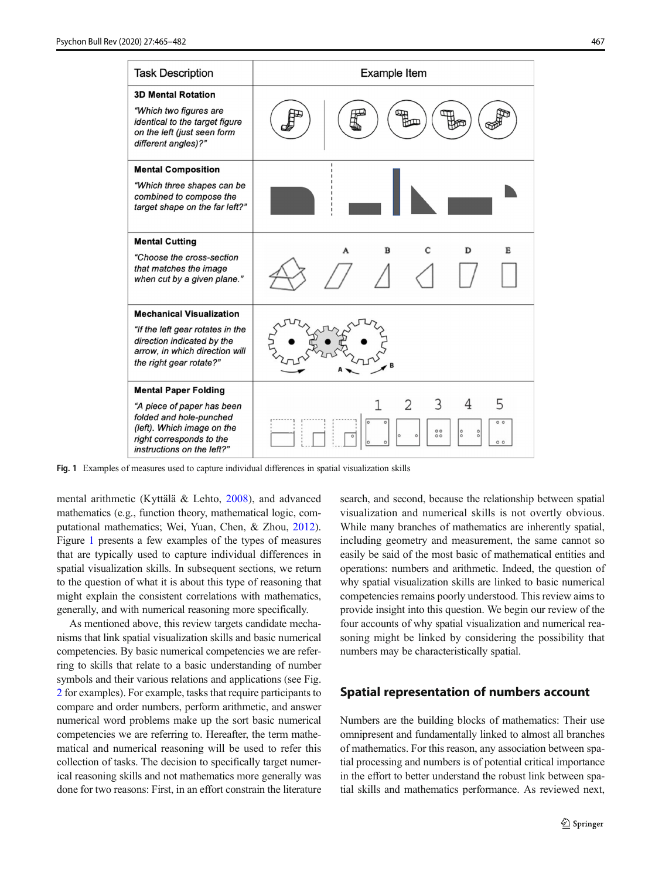| Task Description | Example Item |
| --- | --- |
| **3D Mental Rotation** *"Which two figures are identical to the target figure on the left (just seen form different angles)?"* | |
| **Mental Composition** *"Which three shapes can be combined to compose the target shape on the far left?"* | |
| **Mental Cutting** *"Choose the cross-section that matches the image when cut by a given plane."* | A B C D E |
| **Mechanical Visualization** *"If the left gear rotates in the direction indicated by the arrow, in which direction will the right gear rotate?"* | A B |
| **Mental Paper Folding** *"A piece of paper has been folded and hole-punched (left). Which image on the right corresponds to the instructions on the left?"* | 1 2 3 4 5 |

**Fig. 1** Examples of measures used to capture individual differences in spatial visualization skills

mental arithmetic (Kyttälä & Lehto, 2008), and advanced mathematics (e.g., function theory, mathematical logic, computational mathematics; Wei, Yuan, Chen, & Zhou, 2012). Figure 1 presents a few examples of the types of measures that are typically used to capture individual differences in spatial visualization skills. In subsequent sections, we return to the question of what it is about this type of reasoning that might explain the consistent correlations with mathematics, generally, and with numerical reasoning more specifically.

As mentioned above, this review targets candidate mechanisms that link spatial visualization skills and basic numerical competencies. By basic numerical competencies we are referring to skills that relate to a basic understanding of number symbols and their various relations and applications (see Fig. 2 for examples). For example, tasks that require participants to compare and order numbers, perform arithmetic, and answer numerical word problems make up the sort basic numerical competencies we are referring to. Hereafter, the term mathematical and numerical reasoning will be used to refer this collection of tasks. The decision to specifically target numerical reasoning skills and not mathematics more generally was done for two reasons: First, in an effort constrain the literature search, and second, because the relationship between spatial visualization and numerical skills is not overtly obvious. While many branches of mathematics are inherently spatial, including geometry and measurement, the same cannot so easily be said of the most basic of mathematical entities and operations: numbers and arithmetic. Indeed, the question of why spatial visualization skills are linked to basic numerical competencies remains poorly understood. This review aims to provide insight into this question. We begin our review of the four accounts of why spatial visualization and numerical reasoning might be linked by considering the possibility that numbers may be characteristically spatial.

## Spatial representation of numbers account

Numbers are the building blocks of mathematics: Their use omnipresent and fundamentally linked to almost all branches of mathematics. For this reason, any association between spatial processing and numbers is of potential critical importance in the effort to better understand the robust link between spatial skills and mathematics performance. As reviewed next,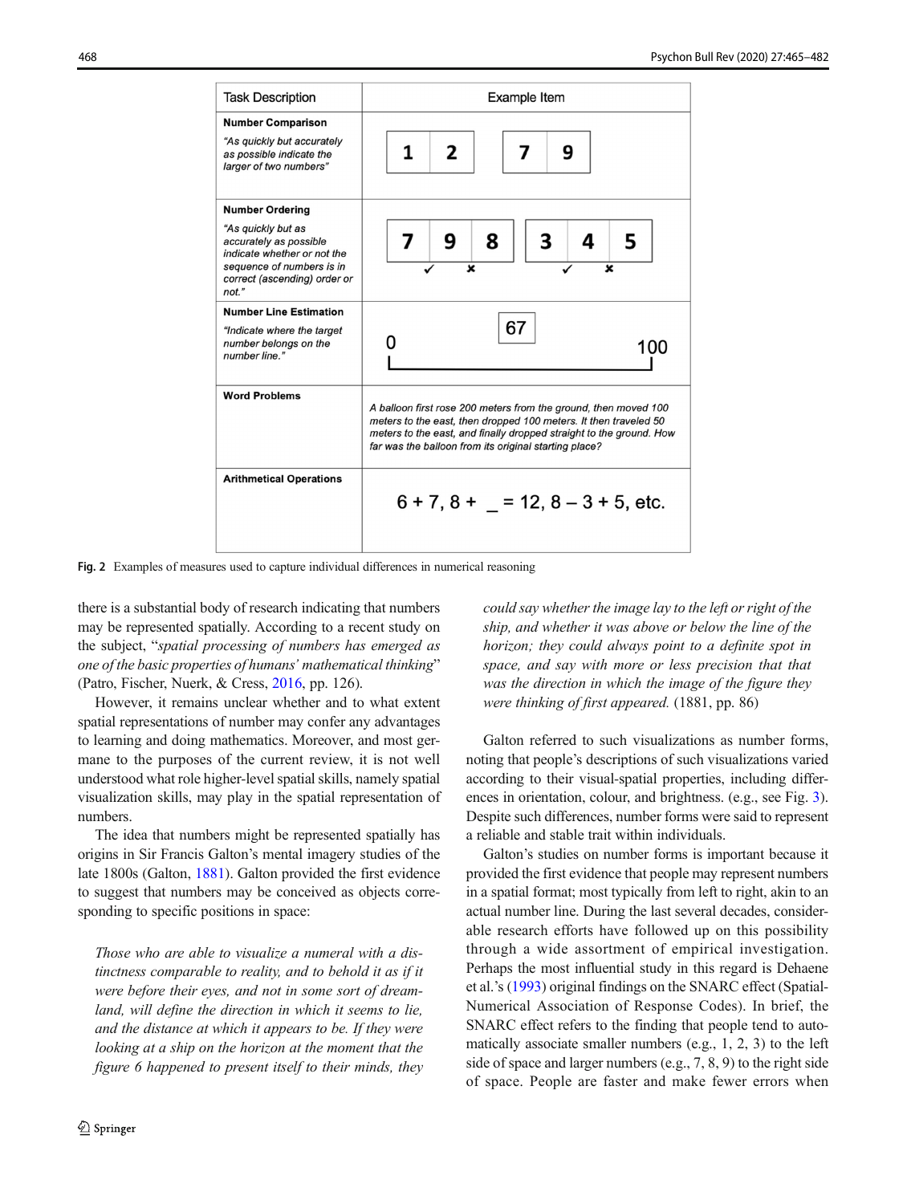| Task Description | Example Item |
| --- | --- |
| **Number Comparison**<br>*"As quickly but accurately as possible indicate the larger of two numbers"* | 1 2 &nbsp;&nbsp; 7 9 |
| **Number Ordering**<br>*"As quickly but as accurately as possible indicate whether or not the sequence of numbers is in correct (ascending) order or not."* | 7 9 8 &nbsp;&nbsp; 3 4 5<br>✓ ✗ &nbsp;&nbsp; ✓ ✗ |
| **Number Line Estimation**<br>*"Indicate where the target number belongs on the number line."* | 67<br>0 ——————— 100 |
| **Word Problems** | *A balloon first rose 200 meters from the ground, then moved 100 meters to the east, then dropped 100 meters. It then traveled 50 meters to the east, and finally dropped straight to the ground. How far was the balloon from its original starting place?* |
| **Arithmetical Operations** | 6 + 7, 8 + _ = 12, 8 – 3 + 5, etc. |

**Fig. 2** Examples of measures used to capture individual differences in numerical reasoning

there is a substantial body of research indicating that numbers may be represented spatially. According to a recent study on the subject, "*spatial processing of numbers has emerged as one of the basic properties of humans' mathematical thinking*" (Patro, Fischer, Nuerk, & Cress, 2016, pp. 126).

However, it remains unclear whether and to what extent spatial representations of number may confer any advantages to learning and doing mathematics. Moreover, and most germane to the purposes of the current review, it is not well understood what role higher-level spatial skills, namely spatial visualization skills, may play in the spatial representation of numbers.

The idea that numbers might be represented spatially has origins in Sir Francis Galton's mental imagery studies of the late 1800s (Galton, 1881). Galton provided the first evidence to suggest that numbers may be conceived as objects corresponding to specific positions in space:

> *Those who are able to visualize a numeral with a distinctness comparable to reality, and to behold it as if it were before their eyes, and not in some sort of dreamland, will define the direction in which it seems to lie, and the distance at which it appears to be. If they were looking at a ship on the horizon at the moment that the figure 6 happened to present itself to their minds, they could say whether the image lay to the left or right of the ship, and whether it was above or below the line of the horizon; they could always point to a definite spot in space, and say with more or less precision that that was the direction in which the image of the figure they were thinking of first appeared.* (1881, pp. 86)

Galton referred to such visualizations as number forms, noting that people's descriptions of such visualizations varied according to their visual-spatial properties, including differences in orientation, colour, and brightness. (e.g., see Fig. 3). Despite such differences, number forms were said to represent a reliable and stable trait within individuals.

Galton's studies on number forms is important because it provided the first evidence that people may represent numbers in a spatial format; most typically from left to right, akin to an actual number line. During the last several decades, considerable research efforts have followed up on this possibility through a wide assortment of empirical investigation. Perhaps the most influential study in this regard is Dehaene et al.'s (1993) original findings on the SNARC effect (Spatial-Numerical Association of Response Codes). In brief, the SNARC effect refers to the finding that people tend to automatically associate smaller numbers (e.g., 1, 2, 3) to the left side of space and larger numbers (e.g., 7, 8, 9) to the right side of space. People are faster and make fewer errors when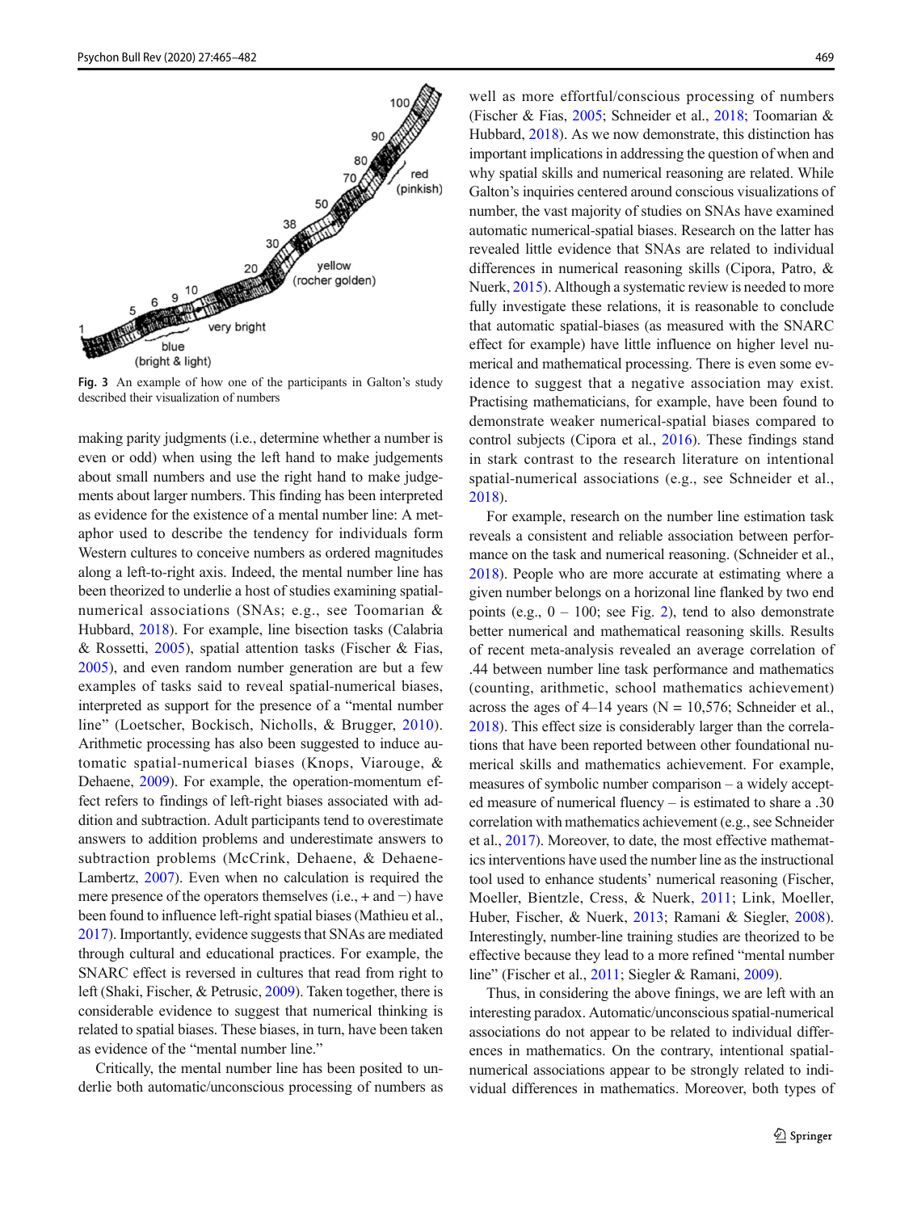Fig. 3 An example of how one of the participants in Galton's study described their visualization of numbers

making parity judgments (i.e., determine whether a number is even or odd) when using the left hand to make judgements about small numbers and use the right hand to make judgements about larger numbers. This finding has been interpreted as evidence for the existence of a mental number line: A metaphor used to describe the tendency for individuals form Western cultures to conceive numbers as ordered magnitudes along a left-to-right axis. Indeed, the mental number line has been theorized to underlie a host of studies examining spatial-numerical associations (SNAs; e.g., see Toomarian & Hubbard, 2018). For example, line bisection tasks (Calabria & Rossetti, 2005), spatial attention tasks (Fischer & Fias, 2005), and even random number generation are but a few examples of tasks said to reveal spatial-numerical biases, interpreted as support for the presence of a "mental number line" (Loetscher, Bockisch, Nicholls, & Brugger, 2010). Arithmetic processing has also been suggested to induce automatic spatial-numerical biases (Knops, Viarouge, & Dehaene, 2009). For example, the operation-momentum effect refers to findings of left-right biases associated with addition and subtraction. Adult participants tend to overestimate answers to addition problems and underestimate answers to subtraction problems (McCrink, Dehaene, & Dehaene-Lambertz, 2007). Even when no calculation is required the mere presence of the operators themselves (i.e., + and −) have been found to influence left-right spatial biases (Mathieu et al., 2017). Importantly, evidence suggests that SNAs are mediated through cultural and educational practices. For example, the SNARC effect is reversed in cultures that read from right to left (Shaki, Fischer, & Petrusic, 2009). Taken together, there is considerable evidence to suggest that numerical thinking is related to spatial biases. These biases, in turn, have been taken as evidence of the "mental number line."

Critically, the mental number line has been posited to underlie both automatic/unconscious processing of numbers as well as more effortful/conscious processing of numbers (Fischer & Fias, 2005; Schneider et al., 2018; Toomarian & Hubbard, 2018). As we now demonstrate, this distinction has important implications in addressing the question of when and why spatial skills and numerical reasoning are related. While Galton's inquiries centered around conscious visualizations of number, the vast majority of studies on SNAs have examined automatic numerical-spatial biases. Research on the latter has revealed little evidence that SNAs are related to individual differences in numerical reasoning skills (Cipora, Patro, & Nuerk, 2015). Although a systematic review is needed to more fully investigate these relations, it is reasonable to conclude that automatic spatial-biases (as measured with the SNARC effect for example) have little influence on higher level numerical and mathematical processing. There is even some evidence to suggest that a negative association may exist. Practising mathematicians, for example, have been found to demonstrate weaker numerical-spatial biases compared to control subjects (Cipora et al., 2016). These findings stand in stark contrast to the research literature on intentional spatial-numerical associations (e.g., see Schneider et al., 2018).

For example, research on the number line estimation task reveals a consistent and reliable association between performance on the task and numerical reasoning. (Schneider et al., 2018). People who are more accurate at estimating where a given number belongs on a horizonal line flanked by two end points (e.g., 0 – 100; see Fig. 2), tend to also demonstrate better numerical and mathematical reasoning skills. Results of recent meta-analysis revealed an average correlation of .44 between number line task performance and mathematics (counting, arithmetic, school mathematics achievement) across the ages of 4–14 years (N = 10,576; Schneider et al., 2018). This effect size is considerably larger than the correlations that have been reported between other foundational numerical skills and mathematics achievement. For example, measures of symbolic number comparison – a widely accepted measure of numerical fluency – is estimated to share a .30 correlation with mathematics achievement (e.g., see Schneider et al., 2017). Moreover, to date, the most effective mathematics interventions have used the number line as the instructional tool used to enhance students' numerical reasoning (Fischer, Moeller, Bientzle, Cress, & Nuerk, 2011; Link, Moeller, Huber, Fischer, & Nuerk, 2013; Ramani & Siegler, 2008). Interestingly, number-line training studies are theorized to be effective because they lead to a more refined "mental number line" (Fischer et al., 2011; Siegler & Ramani, 2009).

Thus, in considering the above finings, we are left with an interesting paradox. Automatic/unconscious spatial-numerical associations do not appear to be related to individual differences in mathematics. On the contrary, intentional spatial-numerical associations appear to be strongly related to individual differences in mathematics. Moreover, both types of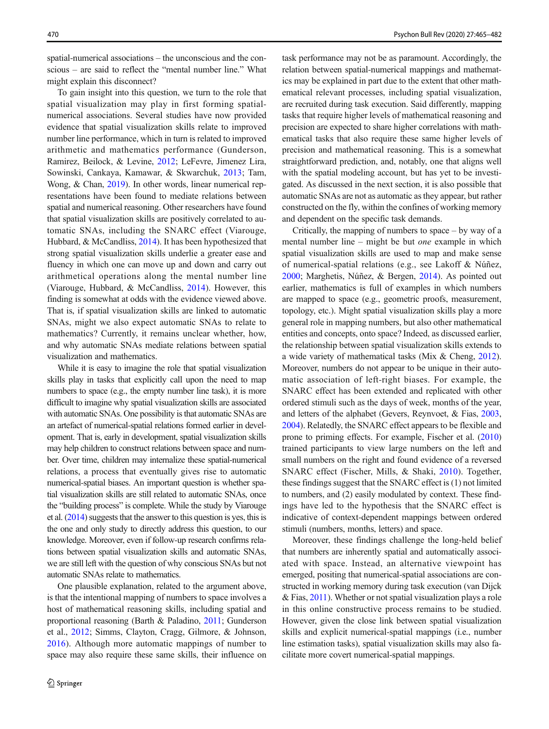spatial-numerical associations – the unconscious and the conscious – are said to reflect the "mental number line." What might explain this disconnect?

To gain insight into this question, we turn to the role that spatial visualization may play in first forming spatial-numerical associations. Several studies have now provided evidence that spatial visualization skills relate to improved number line performance, which in turn is related to improved arithmetic and mathematics performance (Gunderson, Ramirez, Beilock, & Levine, 2012; LeFevre, Jimenez Lira, Sowinski, Cankaya, Kamawar, & Skwarchuk, 2013; Tam, Wong, & Chan, 2019). In other words, linear numerical representations have been found to mediate relations between spatial and numerical reasoning. Other researchers have found that spatial visualization skills are positively correlated to automatic SNAs, including the SNARC effect (Viarouge, Hubbard, & McCandliss, 2014). It has been hypothesized that strong spatial visualization skills underlie a greater ease and fluency in which one can move up and down and carry out arithmetical operations along the mental number line (Viarouge, Hubbard, & McCandliss, 2014). However, this finding is somewhat at odds with the evidence viewed above. That is, if spatial visualization skills are linked to automatic SNAs, might we also expect automatic SNAs to relate to mathematics? Currently, it remains unclear whether, how, and why automatic SNAs mediate relations between spatial visualization and mathematics.

While it is easy to imagine the role that spatial visualization skills play in tasks that explicitly call upon the need to map numbers to space (e.g., the empty number line task), it is more difficult to imagine why spatial visualization skills are associated with automatic SNAs. One possibility is that automatic SNAs are an artefact of numerical-spatial relations formed earlier in development. That is, early in development, spatial visualization skills may help children to construct relations between space and number. Over time, children may internalize these spatial-numerical relations, a process that eventually gives rise to automatic numerical-spatial biases. An important question is whether spatial visualization skills are still related to automatic SNAs, once the "building process" is complete. While the study by Viarouge et al. (2014) suggests that the answer to this question is yes, this is the one and only study to directly address this question, to our knowledge. Moreover, even if follow-up research confirms relations between spatial visualization skills and automatic SNAs, we are still left with the question of why conscious SNAs but not automatic SNAs relate to mathematics.

One plausible explanation, related to the argument above, is that the intentional mapping of numbers to space involves a host of mathematical reasoning skills, including spatial and proportional reasoning (Barth & Paladino, 2011; Gunderson et al., 2012; Simms, Clayton, Cragg, Gilmore, & Johnson, 2016). Although more automatic mappings of number to space may also require these same skills, their influence on task performance may not be as paramount. Accordingly, the relation between spatial-numerical mappings and mathematics may be explained in part due to the extent that other mathematical relevant processes, including spatial visualization, are recruited during task execution. Said differently, mapping tasks that require higher levels of mathematical reasoning and precision are expected to share higher correlations with mathematical tasks that also require these same higher levels of precision and mathematical reasoning. This is a somewhat straightforward prediction, and, notably, one that aligns well with the spatial modeling account, but has yet to be investigated. As discussed in the next section, it is also possible that automatic SNAs are not as automatic as they appear, but rather constructed on the fly, within the confines of working memory and dependent on the specific task demands.

Critically, the mapping of numbers to space – by way of a mental number line – might be but *one* example in which spatial visualization skills are used to map and make sense of numerical-spatial relations (e.g., see Lakoff & Núñez, 2000; Marghetis, Núñez, & Bergen, 2014). As pointed out earlier, mathematics is full of examples in which numbers are mapped to space (e.g., geometric proofs, measurement, topology, etc.). Might spatial visualization skills play a more general role in mapping numbers, but also other mathematical entities and concepts, onto space? Indeed, as discussed earlier, the relationship between spatial visualization skills extends to a wide variety of mathematical tasks (Mix & Cheng, 2012). Moreover, numbers do not appear to be unique in their automatic association of left-right biases. For example, the SNARC effect has been extended and replicated with other ordered stimuli such as the days of week, months of the year, and letters of the alphabet (Gevers, Reynvoet, & Fias, 2003, 2004). Relatedly, the SNARC effect appears to be flexible and prone to priming effects. For example, Fischer et al. (2010) trained participants to view large numbers on the left and small numbers on the right and found evidence of a reversed SNARC effect (Fischer, Mills, & Shaki, 2010). Together, these findings suggest that the SNARC effect is (1) not limited to numbers, and (2) easily modulated by context. These findings have led to the hypothesis that the SNARC effect is indicative of context-dependent mappings between ordered stimuli (numbers, months, letters) and space.

Moreover, these findings challenge the long-held belief that numbers are inherently spatial and automatically associated with space. Instead, an alternative viewpoint has emerged, positing that numerical-spatial associations are constructed in working memory during task execution (van Dijck & Fias, 2011). Whether or not spatial visualization plays a role in this online constructive process remains to be studied. However, given the close link between spatial visualization skills and explicit numerical-spatial mappings (i.e., number line estimation tasks), spatial visualization skills may also facilitate more covert numerical-spatial mappings.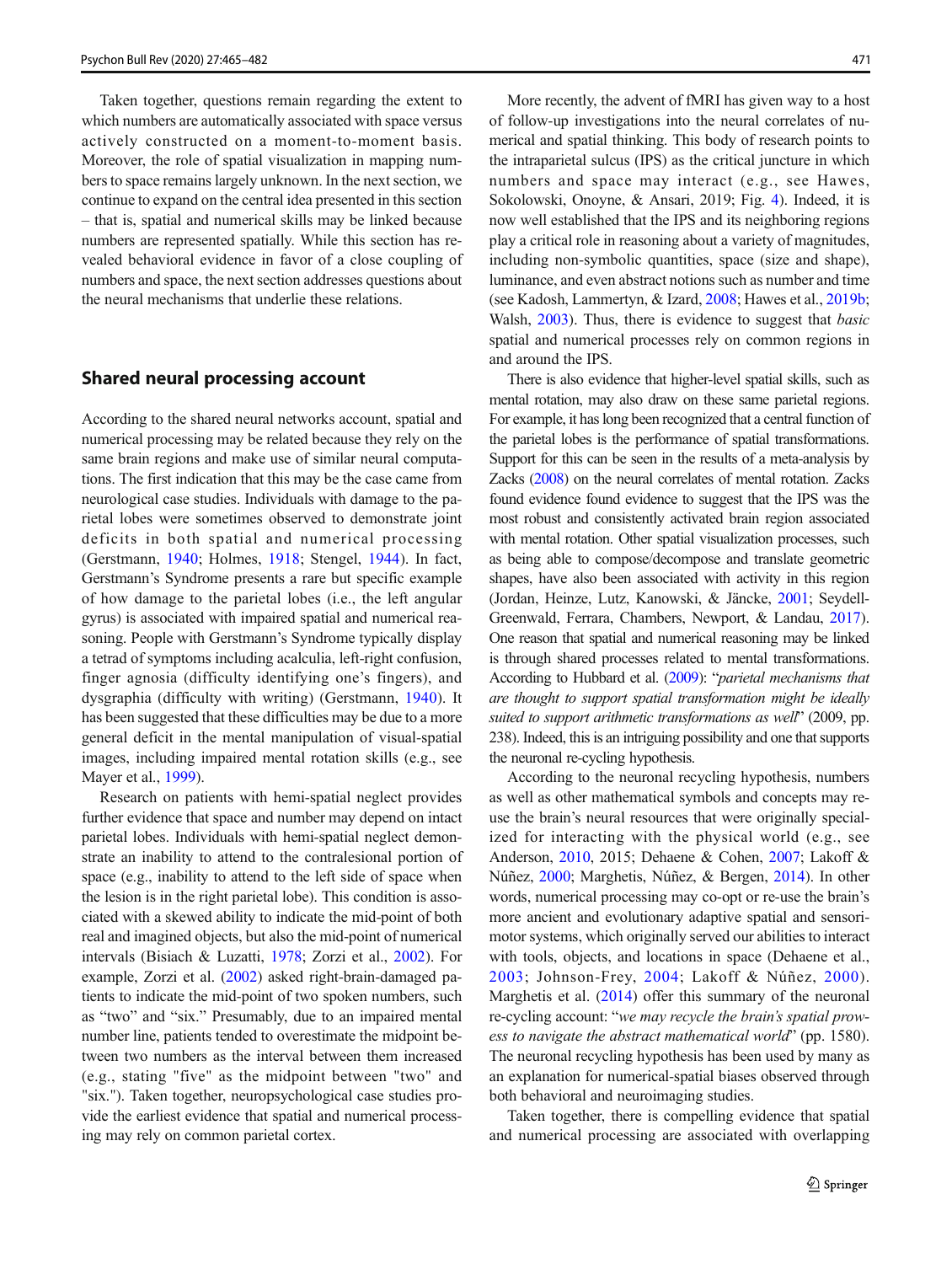Taken together, questions remain regarding the extent to which numbers are automatically associated with space versus actively constructed on a moment-to-moment basis. Moreover, the role of spatial visualization in mapping numbers to space remains largely unknown. In the next section, we continue to expand on the central idea presented in this section – that is, spatial and numerical skills may be linked because numbers are represented spatially. While this section has revealed behavioral evidence in favor of a close coupling of numbers and space, the next section addresses questions about the neural mechanisms that underlie these relations.

## Shared neural processing account

According to the shared neural networks account, spatial and numerical processing may be related because they rely on the same brain regions and make use of similar neural computations. The first indication that this may be the case came from neurological case studies. Individuals with damage to the parietal lobes were sometimes observed to demonstrate joint deficits in both spatial and numerical processing (Gerstmann, 1940; Holmes, 1918; Stengel, 1944). In fact, Gerstmann's Syndrome presents a rare but specific example of how damage to the parietal lobes (i.e., the left angular gyrus) is associated with impaired spatial and numerical reasoning. People with Gerstmann's Syndrome typically display a tetrad of symptoms including acalculia, left-right confusion, finger agnosia (difficulty identifying one's fingers), and dysgraphia (difficulty with writing) (Gerstmann, 1940). It has been suggested that these difficulties may be due to a more general deficit in the mental manipulation of visual-spatial images, including impaired mental rotation skills (e.g., see Mayer et al., 1999).

Research on patients with hemi-spatial neglect provides further evidence that space and number may depend on intact parietal lobes. Individuals with hemi-spatial neglect demonstrate an inability to attend to the contralesional portion of space (e.g., inability to attend to the left side of space when the lesion is in the right parietal lobe). This condition is associated with a skewed ability to indicate the mid-point of both real and imagined objects, but also the mid-point of numerical intervals (Bisiach & Luzatti, 1978; Zorzi et al., 2002). For example, Zorzi et al. (2002) asked right-brain-damaged patients to indicate the mid-point of two spoken numbers, such as "two" and "six." Presumably, due to an impaired mental number line, patients tended to overestimate the midpoint between two numbers as the interval between them increased (e.g., stating "five" as the midpoint between "two" and "six."). Taken together, neuropsychological case studies provide the earliest evidence that spatial and numerical processing may rely on common parietal cortex.

More recently, the advent of fMRI has given way to a host of follow-up investigations into the neural correlates of numerical and spatial thinking. This body of research points to the intraparietal sulcus (IPS) as the critical juncture in which numbers and space may interact (e.g., see Hawes, Sokolowski, Onoyne, & Ansari, 2019; Fig. 4). Indeed, it is now well established that the IPS and its neighboring regions play a critical role in reasoning about a variety of magnitudes, including non-symbolic quantities, space (size and shape), luminance, and even abstract notions such as number and time (see Kadosh, Lammertyn, & Izard, 2008; Hawes et al., 2019b; Walsh, 2003). Thus, there is evidence to suggest that *basic* spatial and numerical processes rely on common regions in and around the IPS.

There is also evidence that higher-level spatial skills, such as mental rotation, may also draw on these same parietal regions. For example, it has long been recognized that a central function of the parietal lobes is the performance of spatial transformations. Support for this can be seen in the results of a meta-analysis by Zacks (2008) on the neural correlates of mental rotation. Zacks found evidence found evidence to suggest that the IPS was the most robust and consistently activated brain region associated with mental rotation. Other spatial visualization processes, such as being able to compose/decompose and translate geometric shapes, have also been associated with activity in this region (Jordan, Heinze, Lutz, Kanowski, & Jäncke, 2001; Seydell-Greenwald, Ferrara, Chambers, Newport, & Landau, 2017). One reason that spatial and numerical reasoning may be linked is through shared processes related to mental transformations. According to Hubbard et al. (2009): "*parietal mechanisms that are thought to support spatial transformation might be ideally suited to support arithmetic transformations as well*" (2009, pp. 238). Indeed, this is an intriguing possibility and one that supports the neuronal re-cycling hypothesis.

According to the neuronal recycling hypothesis, numbers as well as other mathematical symbols and concepts may re-use the brain's neural resources that were originally specialized for interacting with the physical world (e.g., see Anderson, 2010, 2015; Dehaene & Cohen, 2007; Lakoff & Núñez, 2000; Marghetis, Núñez, & Bergen, 2014). In other words, numerical processing may co-opt or re-use the brain's more ancient and evolutionary adaptive spatial and sensorimotor systems, which originally served our abilities to interact with tools, objects, and locations in space (Dehaene et al., 2003; Johnson-Frey, 2004; Lakoff & Núñez, 2000). Marghetis et al. (2014) offer this summary of the neuronal re-cycling account: "*we may recycle the brain's spatial prowess to navigate the abstract mathematical world*" (pp. 1580). The neuronal recycling hypothesis has been used by many as an explanation for numerical-spatial biases observed through both behavioral and neuroimaging studies.

Taken together, there is compelling evidence that spatial and numerical processing are associated with overlapping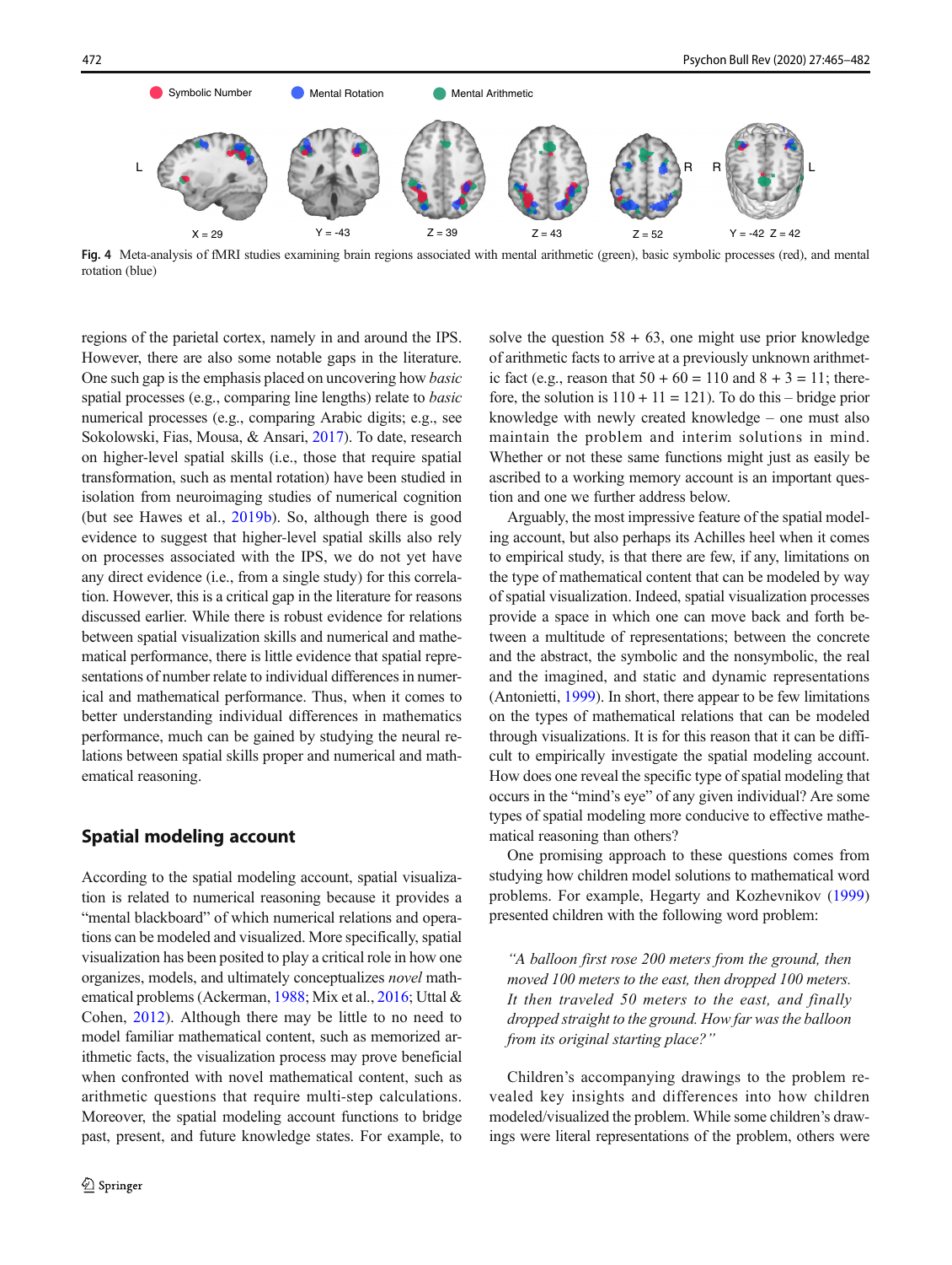Fig. 4 Meta-analysis of fMRI studies examining brain regions associated with mental arithmetic (green), basic symbolic processes (red), and mental rotation (blue)

regions of the parietal cortex, namely in and around the IPS. However, there are also some notable gaps in the literature. One such gap is the emphasis placed on uncovering how *basic* spatial processes (e.g., comparing line lengths) relate to *basic* numerical processes (e.g., comparing Arabic digits; e.g., see Sokolowski, Fias, Mousa, & Ansari, 2017). To date, research on higher-level spatial skills (i.e., those that require spatial transformation, such as mental rotation) have been studied in isolation from neuroimaging studies of numerical cognition (but see Hawes et al., 2019b). So, although there is good evidence to suggest that higher-level spatial skills also rely on processes associated with the IPS, we do not yet have any direct evidence (i.e., from a single study) for this correlation. However, this is a critical gap in the literature for reasons discussed earlier. While there is robust evidence for relations between spatial visualization skills and numerical and mathematical performance, there is little evidence that spatial representations of number relate to individual differences in numerical and mathematical performance. Thus, when it comes to better understanding individual differences in mathematics performance, much can be gained by studying the neural relations between spatial skills proper and numerical and mathematical reasoning.

## Spatial modeling account

According to the spatial modeling account, spatial visualization is related to numerical reasoning because it provides a "mental blackboard" of which numerical relations and operations can be modeled and visualized. More specifically, spatial visualization has been posited to play a critical role in how one organizes, models, and ultimately conceptualizes *novel* mathematical problems (Ackerman, 1988; Mix et al., 2016; Uttal & Cohen, 2012). Although there may be little to no need to model familiar mathematical content, such as memorized arithmetic facts, the visualization process may prove beneficial when confronted with novel mathematical content, such as arithmetic questions that require multi-step calculations. Moreover, the spatial modeling account functions to bridge past, present, and future knowledge states. For example, to solve the question 58 + 63, one might use prior knowledge of arithmetic facts to arrive at a previously unknown arithmetic fact (e.g., reason that 50 + 60 = 110 and 8 + 3 = 11; therefore, the solution is 110 + 11 = 121). To do this – bridge prior knowledge with newly created knowledge – one must also maintain the problem and interim solutions in mind. Whether or not these same functions might just as easily be ascribed to a working memory account is an important question and one we further address below.

Arguably, the most impressive feature of the spatial modeling account, but also perhaps its Achilles heel when it comes to empirical study, is that there are few, if any, limitations on the type of mathematical content that can be modeled by way of spatial visualization. Indeed, spatial visualization processes provide a space in which one can move back and forth between a multitude of representations; between the concrete and the abstract, the symbolic and the nonsymbolic, the real and the imagined, and static and dynamic representations (Antonietti, 1999). In short, there appear to be few limitations on the types of mathematical relations that can be modeled through visualizations. It is for this reason that it can be difficult to empirically investigate the spatial modeling account. How does one reveal the specific type of spatial modeling that occurs in the "mind's eye" of any given individual? Are some types of spatial modeling more conducive to effective mathematical reasoning than others?

One promising approach to these questions comes from studying how children model solutions to mathematical word problems. For example, Hegarty and Kozhevnikov (1999) presented children with the following word problem:

> *"A balloon first rose 200 meters from the ground, then moved 100 meters to the east, then dropped 100 meters. It then traveled 50 meters to the east, and finally dropped straight to the ground. How far was the balloon from its original starting place?"*

Children's accompanying drawings to the problem revealed key insights and differences into how children modeled/visualized the problem. While some children's drawings were literal representations of the problem, others were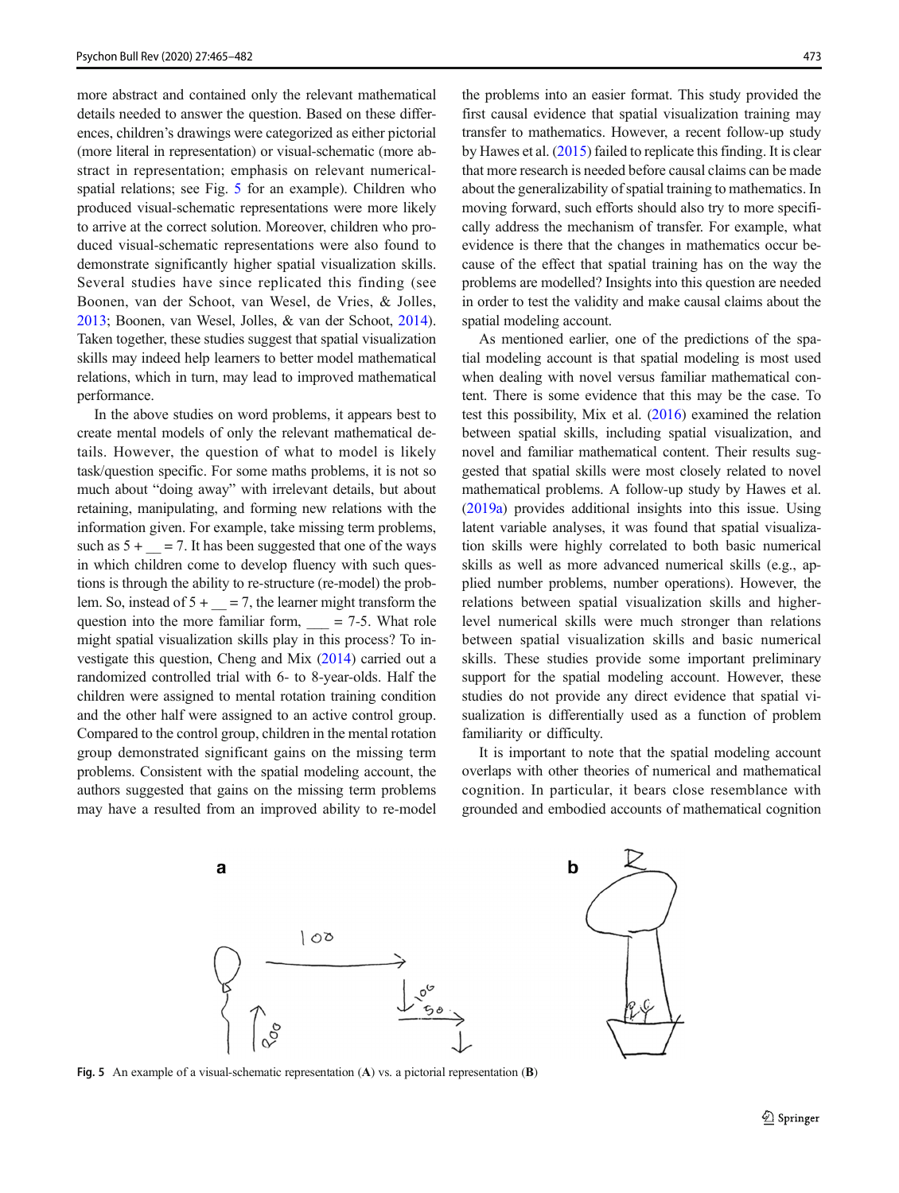more abstract and contained only the relevant mathematical details needed to answer the question. Based on these differences, children's drawings were categorized as either pictorial (more literal in representation) or visual-schematic (more abstract in representation; emphasis on relevant numerical-spatial relations; see Fig. 5 for an example). Children who produced visual-schematic representations were more likely to arrive at the correct solution. Moreover, children who produced visual-schematic representations were also found to demonstrate significantly higher spatial visualization skills. Several studies have since replicated this finding (see Boonen, van der Schoot, van Wesel, de Vries, & Jolles, 2013; Boonen, van Wesel, Jolles, & van der Schoot, 2014). Taken together, these studies suggest that spatial visualization skills may indeed help learners to better model mathematical relations, which in turn, may lead to improved mathematical performance.

In the above studies on word problems, it appears best to create mental models of only the relevant mathematical details. However, the question of what to model is likely task/question specific. For some maths problems, it is not so much about "doing away" with irrelevant details, but about retaining, manipulating, and forming new relations with the information given. For example, take missing term problems, such as 5 + __ = 7. It has been suggested that one of the ways in which children come to develop fluency with such questions is through the ability to re-structure (re-model) the problem. So, instead of 5 + __ = 7, the learner might transform the question into the more familiar form, ___ = 7-5. What role might spatial visualization skills play in this process? To investigate this question, Cheng and Mix (2014) carried out a randomized controlled trial with 6- to 8-year-olds. Half the children were assigned to mental rotation training condition and the other half were assigned to an active control group. Compared to the control group, children in the mental rotation group demonstrated significant gains on the missing term problems. Consistent with the spatial modeling account, the authors suggested that gains on the missing term problems may have a resulted from an improved ability to re-model the problems into an easier format. This study provided the first causal evidence that spatial visualization training may transfer to mathematics. However, a recent follow-up study by Hawes et al. (2015) failed to replicate this finding. It is clear that more research is needed before causal claims can be made about the generalizability of spatial training to mathematics. In moving forward, such efforts should also try to more specifically address the mechanism of transfer. For example, what evidence is there that the changes in mathematics occur because of the effect that spatial training has on the way the problems are modelled? Insights into this question are needed in order to test the validity and make causal claims about the spatial modeling account.

As mentioned earlier, one of the predictions of the spatial modeling account is that spatial modeling is most used when dealing with novel versus familiar mathematical content. There is some evidence that this may be the case. To test this possibility, Mix et al. (2016) examined the relation between spatial skills, including spatial visualization, and novel and familiar mathematical content. Their results suggested that spatial skills were most closely related to novel mathematical problems. A follow-up study by Hawes et al. (2019a) provides additional insights into this issue. Using latent variable analyses, it was found that spatial visualization skills were highly correlated to both basic numerical skills as well as more advanced numerical skills (e.g., applied number problems, number operations). However, the relations between spatial visualization skills and higher-level numerical skills were much stronger than relations between spatial visualization skills and basic numerical skills. These studies provide some important preliminary support for the spatial modeling account. However, these studies do not provide any direct evidence that spatial visualization is differentially used as a function of problem familiarity or difficulty.

It is important to note that the spatial modeling account overlaps with other theories of numerical and mathematical cognition. In particular, it bears close resemblance with grounded and embodied accounts of mathematical cognition

**Fig. 5** An example of a visual-schematic representation (**A**) vs. a pictorial representation (**B**)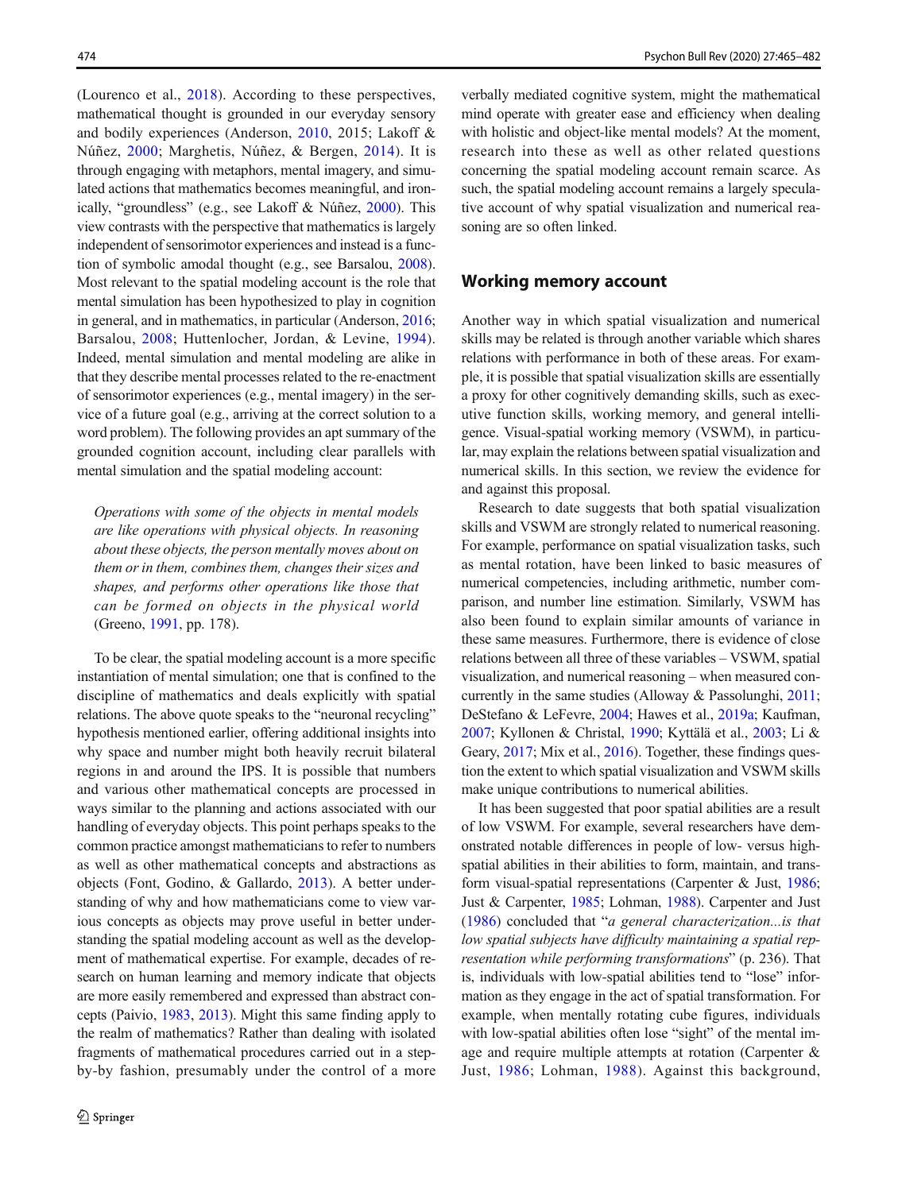(Lourenco et al., 2018). According to these perspectives, mathematical thought is grounded in our everyday sensory and bodily experiences (Anderson, 2010, 2015; Lakoff & Núñez, 2000; Marghetis, Núñez, & Bergen, 2014). It is through engaging with metaphors, mental imagery, and simulated actions that mathematics becomes meaningful, and ironically, "groundless" (e.g., see Lakoff & Núñez, 2000). This view contrasts with the perspective that mathematics is largely independent of sensorimotor experiences and instead is a function of symbolic amodal thought (e.g., see Barsalou, 2008). Most relevant to the spatial modeling account is the role that mental simulation has been hypothesized to play in cognition in general, and in mathematics, in particular (Anderson, 2016; Barsalou, 2008; Huttenlocher, Jordan, & Levine, 1994). Indeed, mental simulation and mental modeling are alike in that they describe mental processes related to the re-enactment of sensorimotor experiences (e.g., mental imagery) in the service of a future goal (e.g., arriving at the correct solution to a word problem). The following provides an apt summary of the grounded cognition account, including clear parallels with mental simulation and the spatial modeling account:

> *Operations with some of the objects in mental models are like operations with physical objects. In reasoning about these objects, the person mentally moves about on them or in them, combines them, changes their sizes and shapes, and performs other operations like those that can be formed on objects in the physical world* (Greeno, 1991, pp. 178).

To be clear, the spatial modeling account is a more specific instantiation of mental simulation; one that is confined to the discipline of mathematics and deals explicitly with spatial relations. The above quote speaks to the "neuronal recycling" hypothesis mentioned earlier, offering additional insights into why space and number might both heavily recruit bilateral regions in and around the IPS. It is possible that numbers and various other mathematical concepts are processed in ways similar to the planning and actions associated with our handling of everyday objects. This point perhaps speaks to the common practice amongst mathematicians to refer to numbers as well as other mathematical concepts and abstractions as objects (Font, Godino, & Gallardo, 2013). A better understanding of why and how mathematicians come to view various concepts as objects may prove useful in better understanding the spatial modeling account as well as the development of mathematical expertise. For example, decades of research on human learning and memory indicate that objects are more easily remembered and expressed than abstract concepts (Paivio, 1983, 2013). Might this same finding apply to the realm of mathematics? Rather than dealing with isolated fragments of mathematical procedures carried out in a step-by-step fashion, presumably under the control of a more verbally mediated cognitive system, might the mathematical mind operate with greater ease and efficiency when dealing with holistic and object-like mental models? At the moment, research into these as well as other related questions concerning the spatial modeling account remain scarce. As such, the spatial modeling account remains a largely speculative account of why spatial visualization and numerical reasoning are so often linked.

## Working memory account

Another way in which spatial visualization and numerical skills may be related is through another variable which shares relations with performance in both of these areas. For example, it is possible that spatial visualization skills are essentially a proxy for other cognitively demanding skills, such as executive function skills, working memory, and general intelligence. Visual-spatial working memory (VSWM), in particular, may explain the relations between spatial visualization and numerical skills. In this section, we review the evidence for and against this proposal.

Research to date suggests that both spatial visualization skills and VSWM are strongly related to numerical reasoning. For example, performance on spatial visualization tasks, such as mental rotation, have been linked to basic measures of numerical competencies, including arithmetic, number comparison, and number line estimation. Similarly, VSWM has also been found to explain similar amounts of variance in these same measures. Furthermore, there is evidence of close relations between all three of these variables – VSWM, spatial visualization, and numerical reasoning – when measured concurrently in the same studies (Alloway & Passolunghi, 2011; DeStefano & LeFevre, 2004; Hawes et al., 2019a; Kaufman, 2007; Kyllonen & Christal, 1990; Kyttälä et al., 2003; Li & Geary, 2017; Mix et al., 2016). Together, these findings question the extent to which spatial visualization and VSWM skills make unique contributions to numerical abilities.

It has been suggested that poor spatial abilities are a result of low VSWM. For example, several researchers have demonstrated notable differences in people of low- versus high-spatial abilities in their abilities to form, maintain, and transform visual-spatial representations (Carpenter & Just, 1986; Just & Carpenter, 1985; Lohman, 1988). Carpenter and Just (1986) concluded that "*a general characterization...is that low spatial subjects have difficulty maintaining a spatial representation while performing transformations*" (p. 236). That is, individuals with low-spatial abilities tend to "lose" information as they engage in the act of spatial transformation. For example, when mentally rotating cube figures, individuals with low-spatial abilities often lose "sight" of the mental image and require multiple attempts at rotation (Carpenter & Just, 1986; Lohman, 1988). Against this background,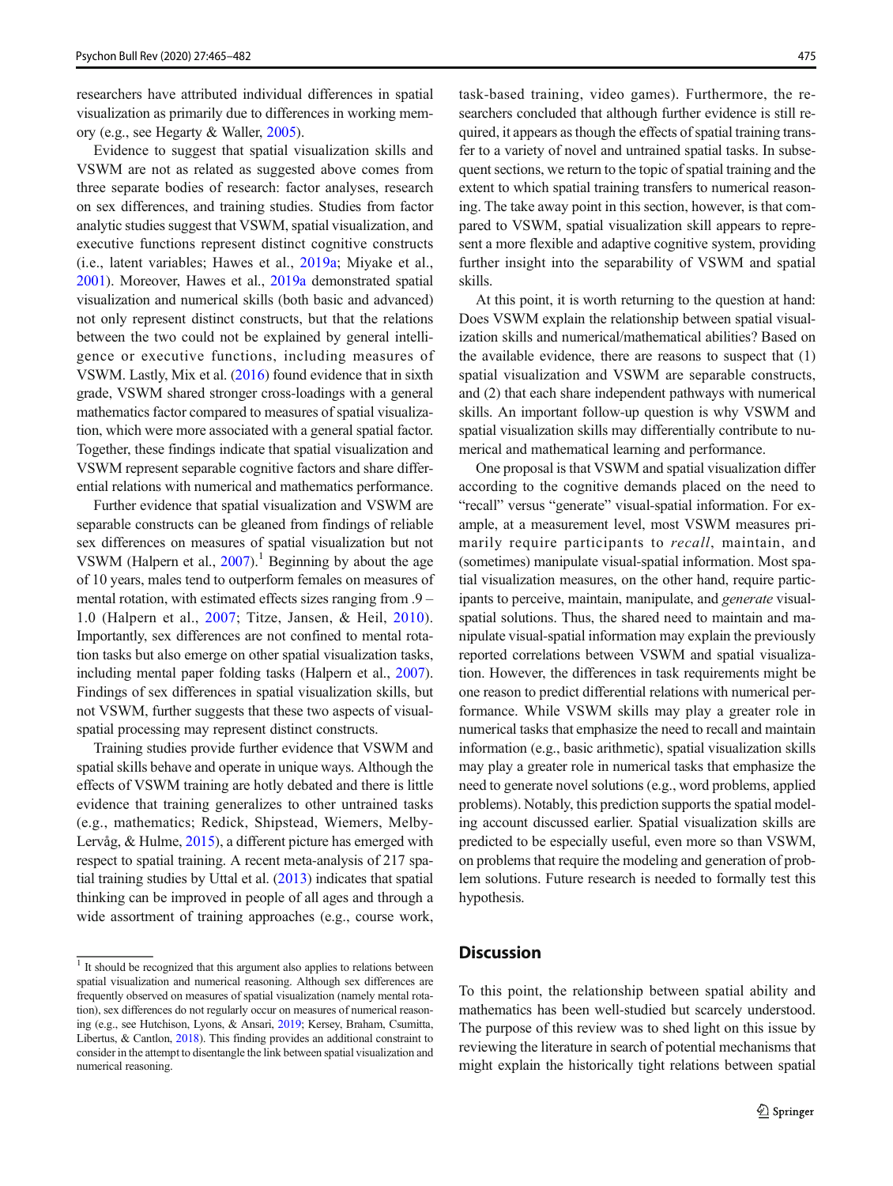researchers have attributed individual differences in spatial visualization as primarily due to differences in working memory (e.g., see Hegarty & Waller, 2005).

Evidence to suggest that spatial visualization skills and VSWM are not as related as suggested above comes from three separate bodies of research: factor analyses, research on sex differences, and training studies. Studies from factor analytic studies suggest that VSWM, spatial visualization, and executive functions represent distinct cognitive constructs (i.e., latent variables; Hawes et al., 2019a; Miyake et al., 2001). Moreover, Hawes et al., 2019a demonstrated spatial visualization and numerical skills (both basic and advanced) not only represent distinct constructs, but that the relations between the two could not be explained by general intelligence or executive functions, including measures of VSWM. Lastly, Mix et al. (2016) found evidence that in sixth grade, VSWM shared stronger cross-loadings with a general mathematics factor compared to measures of spatial visualization, which were more associated with a general spatial factor. Together, these findings indicate that spatial visualization and VSWM represent separable cognitive factors and share differential relations with numerical and mathematics performance.

Further evidence that spatial visualization and VSWM are separable constructs can be gleaned from findings of reliable sex differences on measures of spatial visualization but not VSWM (Halpern et al., 2007).[1] Beginning by about the age of 10 years, males tend to outperform females on measures of mental rotation, with estimated effects sizes ranging from .9 – 1.0 (Halpern et al., 2007; Titze, Jansen, & Heil, 2010). Importantly, sex differences are not confined to mental rotation tasks but also emerge on other spatial visualization tasks, including mental paper folding tasks (Halpern et al., 2007). Findings of sex differences in spatial visualization skills, but not VSWM, further suggests that these two aspects of visual-spatial processing may represent distinct constructs.

Training studies provide further evidence that VSWM and spatial skills behave and operate in unique ways. Although the effects of VSWM training are hotly debated and there is little evidence that training generalizes to other untrained tasks (e.g., mathematics; Redick, Shipstead, Wiemers, Melby-Lervåg, & Hulme, 2015), a different picture has emerged with respect to spatial training. A recent meta-analysis of 217 spatial training studies by Uttal et al. (2013) indicates that spatial thinking can be improved in people of all ages and through a wide assortment of training approaches (e.g., course work, task-based training, video games). Furthermore, the researchers concluded that although further evidence is still required, it appears as though the effects of spatial training transfer to a variety of novel and untrained spatial tasks. In subsequent sections, we return to the topic of spatial training and the extent to which spatial training transfers to numerical reasoning. The take away point in this section, however, is that compared to VSWM, spatial visualization skill appears to represent a more flexible and adaptive cognitive system, providing further insight into the separability of VSWM and spatial skills.

At this point, it is worth returning to the question at hand: Does VSWM explain the relationship between spatial visualization skills and numerical/mathematical abilities? Based on the available evidence, there are reasons to suspect that (1) spatial visualization and VSWM are separable constructs, and (2) that each share independent pathways with numerical skills. An important follow-up question is why VSWM and spatial visualization skills may differentially contribute to numerical and mathematical learning and performance.

One proposal is that VSWM and spatial visualization differ according to the cognitive demands placed on the need to "recall" versus "generate" visual-spatial information. For example, at a measurement level, most VSWM measures primarily require participants to *recall*, maintain, and (sometimes) manipulate visual-spatial information. Most spatial visualization measures, on the other hand, require participants to perceive, maintain, manipulate, and *generate* visual-spatial solutions. Thus, the shared need to maintain and manipulate visual-spatial information may explain the previously reported correlations between VSWM and spatial visualization. However, the differences in task requirements might be one reason to predict differential relations with numerical performance. While VSWM skills may play a greater role in numerical tasks that emphasize the need to recall and maintain information (e.g., basic arithmetic), spatial visualization skills may play a greater role in numerical tasks that emphasize the need to generate novel solutions (e.g., word problems, applied problems). Notably, this prediction supports the spatial modeling account discussed earlier. Spatial visualization skills are predicted to be especially useful, even more so than VSWM, on problems that require the modeling and generation of problem solutions. Future research is needed to formally test this hypothesis.

## Discussion

To this point, the relationship between spatial ability and mathematics has been well-studied but scarcely understood. The purpose of this review was to shed light on this issue by reviewing the literature in search of potential mechanisms that might explain the historically tight relations between spatial

[1] It should be recognized that this argument also applies to relations between spatial visualization and numerical reasoning. Although sex differences are frequently observed on measures of spatial visualization (namely mental rotation), sex differences do not regularly occur on measures of numerical reasoning (e.g., see Hutchison, Lyons, & Ansari, 2019; Kersey, Braham, Csumitta, Libertus, & Cantlon, 2018). This finding provides an additional constraint to consider in the attempt to disentangle the link between spatial visualization and numerical reasoning.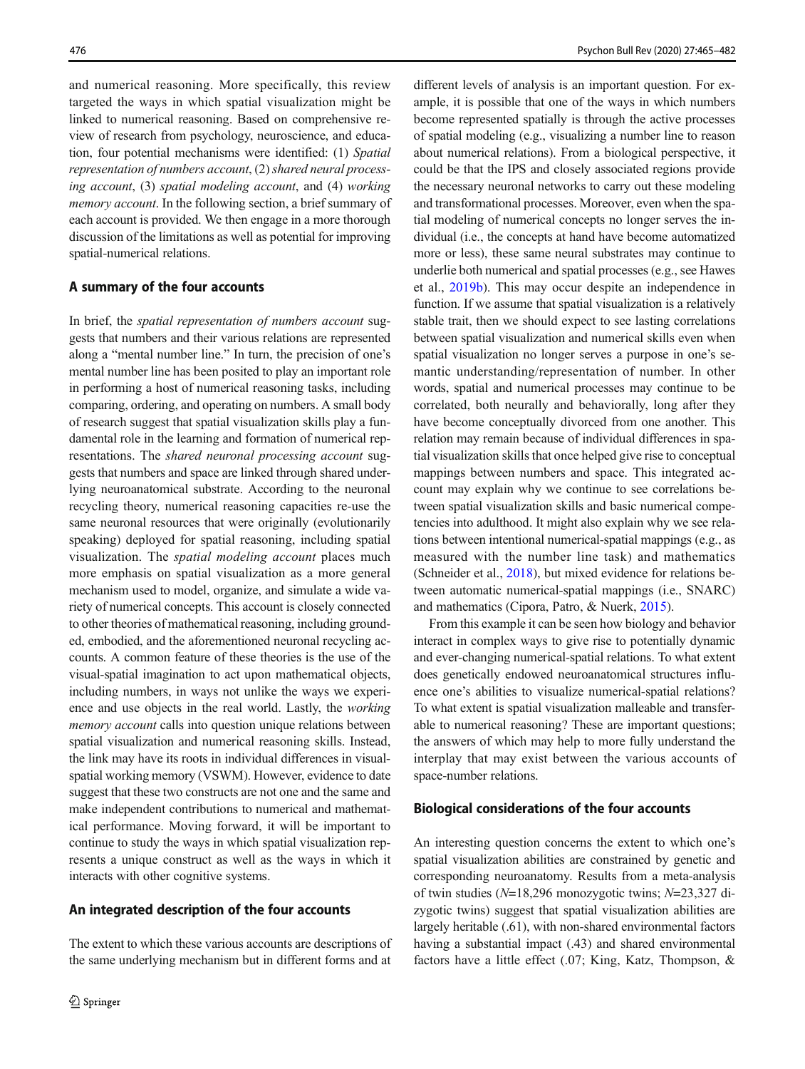and numerical reasoning. More specifically, this review targeted the ways in which spatial visualization might be linked to numerical reasoning. Based on comprehensive review of research from psychology, neuroscience, and education, four potential mechanisms were identified: (1) *Spatial representation of numbers account*, (2) *shared neural processing account*, (3) *spatial modeling account*, and (4) *working memory account*. In the following section, a brief summary of each account is provided. We then engage in a more thorough discussion of the limitations as well as potential for improving spatial-numerical relations.

## A summary of the four accounts

In brief, the *spatial representation of numbers account* suggests that numbers and their various relations are represented along a "mental number line." In turn, the precision of one's mental number line has been posited to play an important role in performing a host of numerical reasoning tasks, including comparing, ordering, and operating on numbers. A small body of research suggest that spatial visualization skills play a fundamental role in the learning and formation of numerical representations. The *shared neuronal processing account* suggests that numbers and space are linked through shared underlying neuroanatomical substrate. According to the neuronal recycling theory, numerical reasoning capacities re-use the same neuronal resources that were originally (evolutionarily speaking) deployed for spatial reasoning, including spatial visualization. The *spatial modeling account* places much more emphasis on spatial visualization as a more general mechanism used to model, organize, and simulate a wide variety of numerical concepts. This account is closely connected to other theories of mathematical reasoning, including grounded, embodied, and the aforementioned neuronal recycling accounts. A common feature of these theories is the use of the visual-spatial imagination to act upon mathematical objects, including numbers, in ways not unlike the ways we experience and use objects in the real world. Lastly, the *working memory account* calls into question unique relations between spatial visualization and numerical reasoning skills. Instead, the link may have its roots in individual differences in visual-spatial working memory (VSWM). However, evidence to date suggest that these two constructs are not one and the same and make independent contributions to numerical and mathematical performance. Moving forward, it will be important to continue to study the ways in which spatial visualization represents a unique construct as well as the ways in which it interacts with other cognitive systems.

## An integrated description of the four accounts

The extent to which these various accounts are descriptions of the same underlying mechanism but in different forms and at different levels of analysis is an important question. For example, it is possible that one of the ways in which numbers become represented spatially is through the active processes of spatial modeling (e.g., visualizing a number line to reason about numerical relations). From a biological perspective, it could be that the IPS and closely associated regions provide the necessary neuronal networks to carry out these modeling and transformational processes. Moreover, even when the spatial modeling of numerical concepts no longer serves the individual (i.e., the concepts at hand have become automatized more or less), these same neural substrates may continue to underlie both numerical and spatial processes (e.g., see Hawes et al., 2019b). This may occur despite an independence in function. If we assume that spatial visualization is a relatively stable trait, then we should expect to see lasting correlations between spatial visualization and numerical skills even when spatial visualization no longer serves a purpose in one's semantic understanding/representation of number. In other words, spatial and numerical processes may continue to be correlated, both neurally and behaviorally, long after they have become conceptually divorced from one another. This relation may remain because of individual differences in spatial visualization skills that once helped give rise to conceptual mappings between numbers and space. This integrated account may explain why we continue to see correlations between spatial visualization skills and basic numerical competencies into adulthood. It might also explain why we see relations between intentional numerical-spatial mappings (e.g., as measured with the number line task) and mathematics (Schneider et al., 2018), but mixed evidence for relations between automatic numerical-spatial mappings (i.e., SNARC) and mathematics (Cipora, Patro, & Nuerk, 2015).

From this example it can be seen how biology and behavior interact in complex ways to give rise to potentially dynamic and ever-changing numerical-spatial relations. To what extent does genetically endowed neuroanatomical structures influence one's abilities to visualize numerical-spatial relations? To what extent is spatial visualization malleable and transferable to numerical reasoning? These are important questions; the answers of which may help to more fully understand the interplay that may exist between the various accounts of space-number relations.

## Biological considerations of the four accounts

An interesting question concerns the extent to which one's spatial visualization abilities are constrained by genetic and corresponding neuroanatomy. Results from a meta-analysis of twin studies ($N$=18,296 monozygotic twins; $N$=23,327 dizygotic twins) suggest that spatial visualization abilities are largely heritable (.61), with non-shared environmental factors having a substantial impact (.43) and shared environmental factors have a little effect (.07; King, Katz, Thompson, &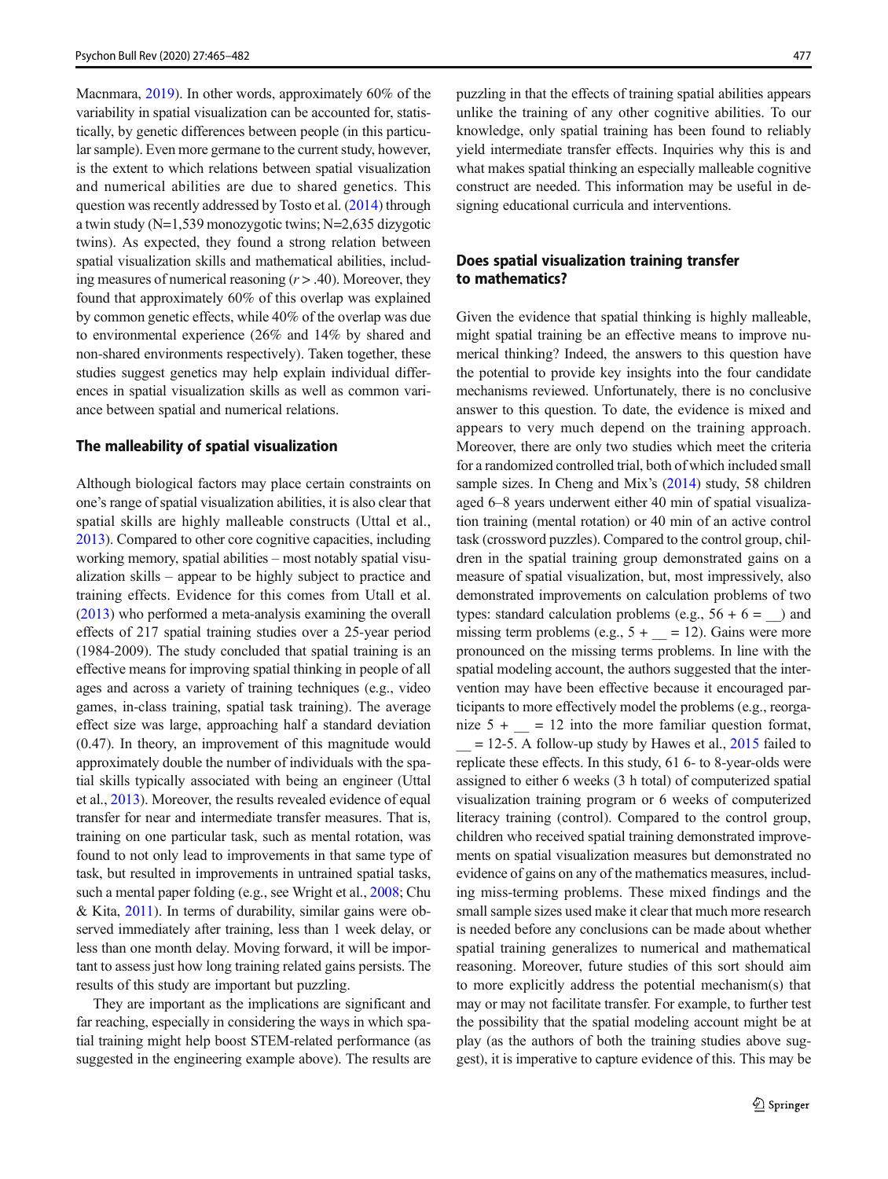Macnmara, 2019). In other words, approximately 60% of the variability in spatial visualization can be accounted for, statistically, by genetic differences between people (in this particular sample). Even more germane to the current study, however, is the extent to which relations between spatial visualization and numerical abilities are due to shared genetics. This question was recently addressed by Tosto et al. (2014) through a twin study (N=1,539 monozygotic twins; N=2,635 dizygotic twins). As expected, they found a strong relation between spatial visualization skills and mathematical abilities, including measures of numerical reasoning ($r > .40$). Moreover, they found that approximately 60% of this overlap was explained by common genetic effects, while 40% of the overlap was due to environmental experience (26% and 14% by shared and non-shared environments respectively). Taken together, these studies suggest genetics may help explain individual differences in spatial visualization skills as well as common variance between spatial and numerical relations.

### The malleability of spatial visualization

Although biological factors may place certain constraints on one's range of spatial visualization abilities, it is also clear that spatial skills are highly malleable constructs (Uttal et al., 2013). Compared to other core cognitive capacities, including working memory, spatial abilities – most notably spatial visualization skills – appear to be highly subject to practice and training effects. Evidence for this comes from Utall et al. (2013) who performed a meta-analysis examining the overall effects of 217 spatial training studies over a 25-year period (1984-2009). The study concluded that spatial training is an effective means for improving spatial thinking in people of all ages and across a variety of training techniques (e.g., video games, in-class training, spatial task training). The average effect size was large, approaching half a standard deviation (0.47). In theory, an improvement of this magnitude would approximately double the number of individuals with the spatial skills typically associated with being an engineer (Uttal et al., 2013). Moreover, the results revealed evidence of equal transfer for near and intermediate transfer measures. That is, training on one particular task, such as mental rotation, was found to not only lead to improvements in that same type of task, but resulted in improvements in untrained spatial tasks, such a mental paper folding (e.g., see Wright et al., 2008; Chu & Kita, 2011). In terms of durability, similar gains were observed immediately after training, less than 1 week delay, or less than one month delay. Moving forward, it will be important to assess just how long training related gains persists. The results of this study are important but puzzling.

They are important as the implications are significant and far reaching, especially in considering the ways in which spatial training might help boost STEM-related performance (as suggested in the engineering example above). The results are puzzling in that the effects of training spatial abilities appears unlike the training of any other cognitive abilities. To our knowledge, only spatial training has been found to reliably yield intermediate transfer effects. Inquiries why this is and what makes spatial thinking an especially malleable cognitive construct are needed. This information may be useful in designing educational curricula and interventions.

### Does spatial visualization training transfer to mathematics?

Given the evidence that spatial thinking is highly malleable, might spatial training be an effective means to improve numerical thinking? Indeed, the answers to this question have the potential to provide key insights into the four candidate mechanisms reviewed. Unfortunately, there is no conclusive answer to this question. To date, the evidence is mixed and appears to very much depend on the training approach. Moreover, there are only two studies which meet the criteria for a randomized controlled trial, both of which included small sample sizes. In Cheng and Mix's (2014) study, 58 children aged 6–8 years underwent either 40 min of spatial visualization training (mental rotation) or 40 min of an active control task (crossword puzzles). Compared to the control group, children in the spatial training group demonstrated gains on a measure of spatial visualization, but, most impressively, also demonstrated improvements on calculation problems of two types: standard calculation problems (e.g., 56 + 6 = __) and missing term problems (e.g., 5 + __ = 12). Gains were more pronounced on the missing terms problems. In line with the spatial modeling account, the authors suggested that the intervention may have been effective because it encouraged participants to more effectively model the problems (e.g., reorganize 5 + __ = 12 into the more familiar question format, __ = 12-5. A follow-up study by Hawes et al., 2015 failed to replicate these effects. In this study, 61 6- to 8-year-olds were assigned to either 6 weeks (3 h total) of computerized spatial visualization training program or 6 weeks of computerized literacy training (control). Compared to the control group, children who received spatial training demonstrated improvements on spatial visualization measures but demonstrated no evidence of gains on any of the mathematics measures, including miss-terming problems. These mixed findings and the small sample sizes used make it clear that much more research is needed before any conclusions can be made about whether spatial training generalizes to numerical and mathematical reasoning. Moreover, future studies of this sort should aim to more explicitly address the potential mechanism(s) that may or may not facilitate transfer. For example, to further test the possibility that the spatial modeling account might be at play (as the authors of both the training studies above suggest), it is imperative to capture evidence of this. This may be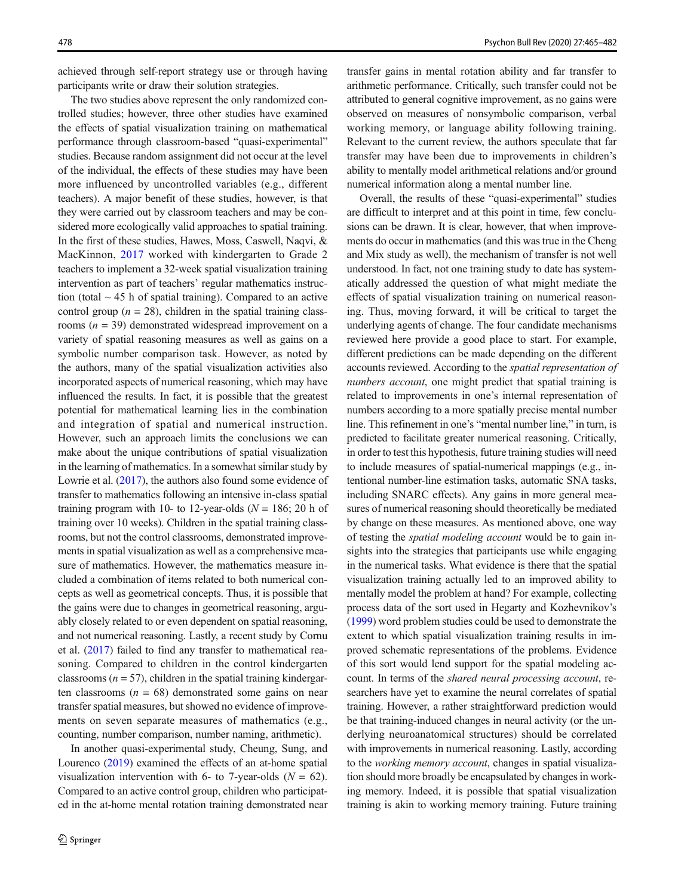achieved through self-report strategy use or through having participants write or draw their solution strategies.

The two studies above represent the only randomized controlled studies; however, three other studies have examined the effects of spatial visualization training on mathematical performance through classroom-based "quasi-experimental" studies. Because random assignment did not occur at the level of the individual, the effects of these studies may have been more influenced by uncontrolled variables (e.g., different teachers). A major benefit of these studies, however, is that they were carried out by classroom teachers and may be considered more ecologically valid approaches to spatial training. In the first of these studies, Hawes, Moss, Caswell, Naqvi, & MacKinnon, 2017 worked with kindergarten to Grade 2 teachers to implement a 32-week spatial visualization training intervention as part of teachers' regular mathematics instruction (total ~ 45 h of spatial training). Compared to an active control group ($n = 28$), children in the spatial training classrooms ($n = 39$) demonstrated widespread improvement on a variety of spatial reasoning measures as well as gains on a symbolic number comparison task. However, as noted by the authors, many of the spatial visualization activities also incorporated aspects of numerical reasoning, which may have influenced the results. In fact, it is possible that the greatest potential for mathematical learning lies in the combination and integration of spatial and numerical instruction. However, such an approach limits the conclusions we can make about the unique contributions of spatial visualization in the learning of mathematics. In a somewhat similar study by Lowrie et al. (2017), the authors also found some evidence of transfer to mathematics following an intensive in-class spatial training program with 10- to 12-year-olds ($N = 186$; 20 h of training over 10 weeks). Children in the spatial training classrooms, but not the control classrooms, demonstrated improvements in spatial visualization as well as a comprehensive measure of mathematics. However, the mathematics measure included a combination of items related to both numerical concepts as well as geometrical concepts. Thus, it is possible that the gains were due to changes in geometrical reasoning, arguably closely related to or even dependent on spatial reasoning, and not numerical reasoning. Lastly, a recent study by Cornu et al. (2017) failed to find any transfer to mathematical reasoning. Compared to children in the control kindergarten classrooms ($n = 57$), children in the spatial training kindergarten classrooms ($n = 68$) demonstrated some gains on near transfer spatial measures, but showed no evidence of improvements on seven separate measures of mathematics (e.g., counting, number comparison, number naming, arithmetic).

In another quasi-experimental study, Cheung, Sung, and Lourenco (2019) examined the effects of an at-home spatial visualization intervention with 6- to 7-year-olds ($N = 62$). Compared to an active control group, children who participated in the at-home mental rotation training demonstrated near transfer gains in mental rotation ability and far transfer to arithmetic performance. Critically, such transfer could not be attributed to general cognitive improvement, as no gains were observed on measures of nonsymbolic comparison, verbal working memory, or language ability following training. Relevant to the current review, the authors speculate that far transfer may have been due to improvements in children's ability to mentally model arithmetical relations and/or ground numerical information along a mental number line.

Overall, the results of these "quasi-experimental" studies are difficult to interpret and at this point in time, few conclusions can be drawn. It is clear, however, that when improvements do occur in mathematics (and this was true in the Cheng and Mix study as well), the mechanism of transfer is not well understood. In fact, not one training study to date has systematically addressed the question of what might mediate the effects of spatial visualization training on numerical reasoning. Thus, moving forward, it will be critical to target the underlying agents of change. The four candidate mechanisms reviewed here provide a good place to start. For example, different predictions can be made depending on the different accounts reviewed. According to the *spatial representation of numbers account*, one might predict that spatial training is related to improvements in one's internal representation of numbers according to a more spatially precise mental number line. This refinement in one's "mental number line," in turn, is predicted to facilitate greater numerical reasoning. Critically, in order to test this hypothesis, future training studies will need to include measures of spatial-numerical mappings (e.g., intentional number-line estimation tasks, automatic SNA tasks, including SNARC effects). Any gains in more general measures of numerical reasoning should theoretically be mediated by change on these measures. As mentioned above, one way of testing the *spatial modeling account* would be to gain insights into the strategies that participants use while engaging in the numerical tasks. What evidence is there that the spatial visualization training actually led to an improved ability to mentally model the problem at hand? For example, collecting process data of the sort used in Hegarty and Kozhevnikov's (1999) word problem studies could be used to demonstrate the extent to which spatial visualization training results in improved schematic representations of the problems. Evidence of this sort would lend support for the spatial modeling account. In terms of the *shared neural processing account*, researchers have yet to examine the neural correlates of spatial training. However, a rather straightforward prediction would be that training-induced changes in neural activity (or the underlying neuroanatomical structures) should be correlated with improvements in numerical reasoning. Lastly, according to the *working memory account*, changes in spatial visualization should more broadly be encapsulated by changes in working memory. Indeed, it is possible that spatial visualization training is akin to working memory training. Future training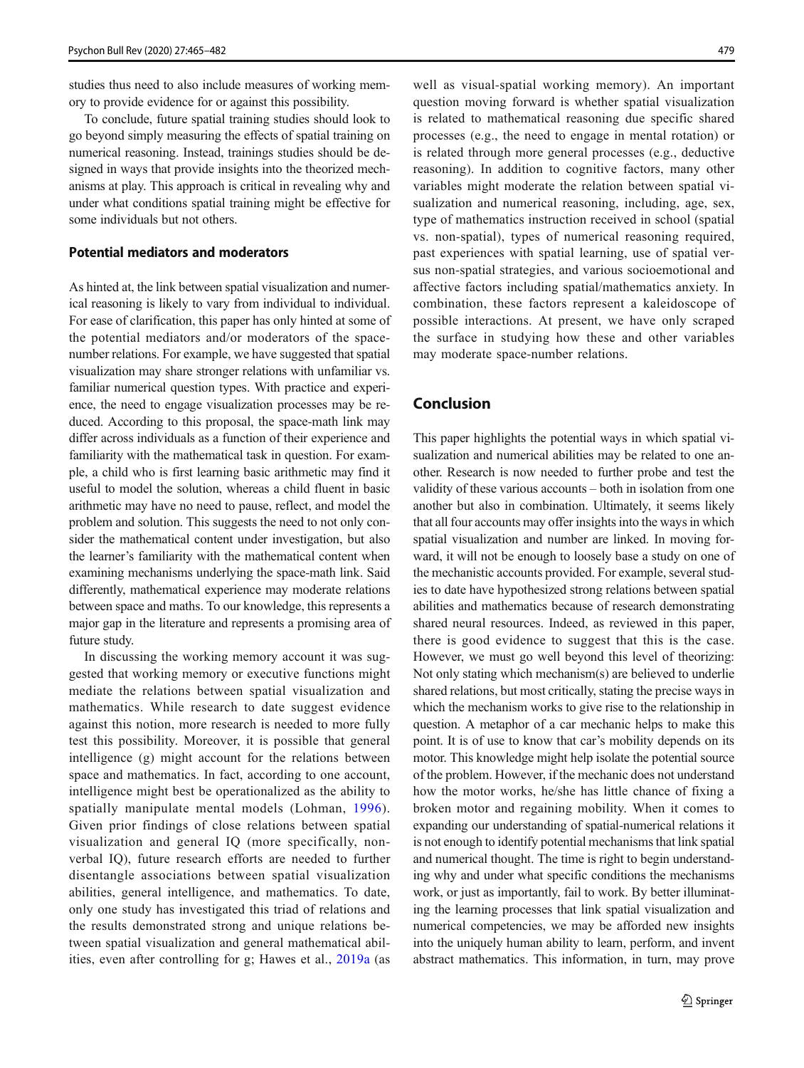studies thus need to also include measures of working memory to provide evidence for or against this possibility.

To conclude, future spatial training studies should look to go beyond simply measuring the effects of spatial training on numerical reasoning. Instead, trainings studies should be designed in ways that provide insights into the theorized mechanisms at play. This approach is critical in revealing why and under what conditions spatial training might be effective for some individuals but not others.

### Potential mediators and moderators

As hinted at, the link between spatial visualization and numerical reasoning is likely to vary from individual to individual. For ease of clarification, this paper has only hinted at some of the potential mediators and/or moderators of the space-number relations. For example, we have suggested that spatial visualization may share stronger relations with unfamiliar vs. familiar numerical question types. With practice and experience, the need to engage visualization processes may be reduced. According to this proposal, the space-math link may differ across individuals as a function of their experience and familiarity with the mathematical task in question. For example, a child who is first learning basic arithmetic may find it useful to model the solution, whereas a child fluent in basic arithmetic may have no need to pause, reflect, and model the problem and solution. This suggests the need to not only consider the mathematical content under investigation, but also the learner's familiarity with the mathematical content when examining mechanisms underlying the space-math link. Said differently, mathematical experience may moderate relations between space and maths. To our knowledge, this represents a major gap in the literature and represents a promising area of future study.

In discussing the working memory account it was suggested that working memory or executive functions might mediate the relations between spatial visualization and mathematics. While research to date suggest evidence against this notion, more research is needed to more fully test this possibility. Moreover, it is possible that general intelligence (g) might account for the relations between space and mathematics. In fact, according to one account, intelligence might best be operationalized as the ability to spatially manipulate mental models (Lohman, 1996). Given prior findings of close relations between spatial visualization and general IQ (more specifically, non-verbal IQ), future research efforts are needed to further disentangle associations between spatial visualization abilities, general intelligence, and mathematics. To date, only one study has investigated this triad of relations and the results demonstrated strong and unique relations between spatial visualization and general mathematical abilities, even after controlling for g; Hawes et al., 2019a (as well as visual-spatial working memory). An important question moving forward is whether spatial visualization is related to mathematical reasoning due specific shared processes (e.g., the need to engage in mental rotation) or is related through more general processes (e.g., deductive reasoning). In addition to cognitive factors, many other variables might moderate the relation between spatial visualization and numerical reasoning, including, age, sex, type of mathematics instruction received in school (spatial vs. non-spatial), types of numerical reasoning required, past experiences with spatial learning, use of spatial versus non-spatial strategies, and various socioemotional and affective factors including spatial/mathematics anxiety. In combination, these factors represent a kaleidoscope of possible interactions. At present, we have only scraped the surface in studying how these and other variables may moderate space-number relations.

## Conclusion

This paper highlights the potential ways in which spatial visualization and numerical abilities may be related to one another. Research is now needed to further probe and test the validity of these various accounts – both in isolation from one another but also in combination. Ultimately, it seems likely that all four accounts may offer insights into the ways in which spatial visualization and number are linked. In moving forward, it will not be enough to loosely base a study on one of the mechanistic accounts provided. For example, several studies to date have hypothesized strong relations between spatial abilities and mathematics because of research demonstrating shared neural resources. Indeed, as reviewed in this paper, there is good evidence to suggest that this is the case. However, we must go well beyond this level of theorizing: Not only stating which mechanism(s) are believed to underlie shared relations, but most critically, stating the precise ways in which the mechanism works to give rise to the relationship in question. A metaphor of a car mechanic helps to make this point. It is of use to know that car's mobility depends on its motor. This knowledge might help isolate the potential source of the problem. However, if the mechanic does not understand how the motor works, he/she has little chance of fixing a broken motor and regaining mobility. When it comes to expanding our understanding of spatial-numerical relations it is not enough to identify potential mechanisms that link spatial and numerical thought. The time is right to begin understanding why and under what specific conditions the mechanisms work, or just as importantly, fail to work. By better illuminating the learning processes that link spatial visualization and numerical competencies, we may be afforded new insights into the uniquely human ability to learn, perform, and invent abstract mathematics. This information, in turn, may prove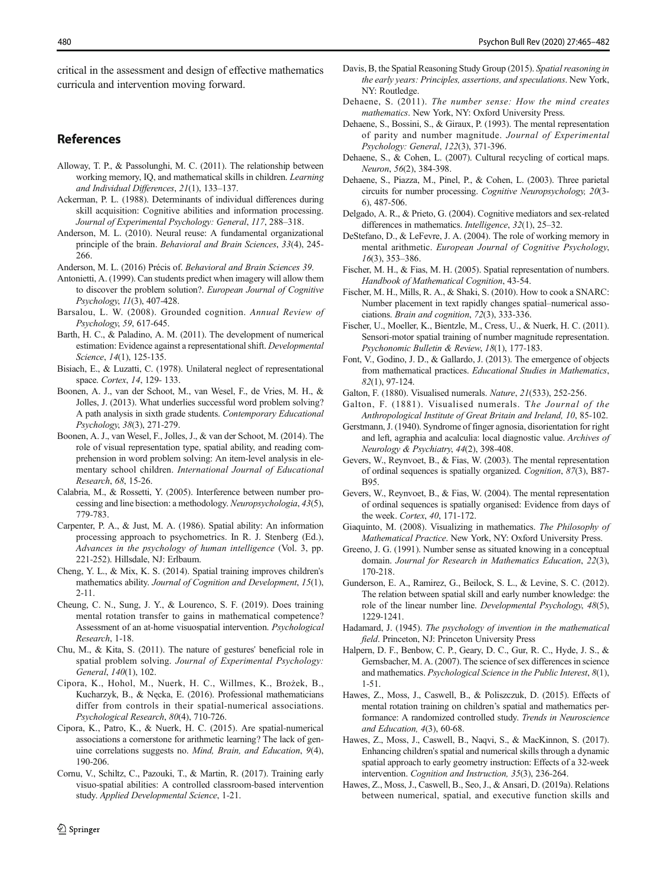critical in the assessment and design of effective mathematics curricula and intervention moving forward.

## References

Alloway, T. P., & Passolunghi, M. C. (2011). The relationship between working memory, IQ, and mathematical skills in children. *Learning and Individual Differences*, *21*(1), 133–137.

Ackerman, P. L. (1988). Determinants of individual differences during skill acquisition: Cognitive abilities and information processing. *Journal of Experimental Psychology: General*, *117*, 288–318.

Anderson, M. L. (2010). Neural reuse: A fundamental organizational principle of the brain. *Behavioral and Brain Sciences*, *33*(4), 245-266.

Anderson, M. L. (2016) Précis of. *Behavioral and Brain Sciences 39*.

Antonietti, A. (1999). Can students predict when imagery will allow them to discover the problem solution?. *European Journal of Cognitive Psychology*, *11*(3), 407-428.

Barsalou, L. W. (2008). Grounded cognition. *Annual Review of Psychology*, *59*, 617-645.

Barth, H. C., & Paladino, A. M. (2011). The development of numerical estimation: Evidence against a representational shift. *Developmental Science*, *14*(1), 125-135.

Bisiach, E., & Luzatti, C. (1978). Unilateral neglect of representational space. *Cortex*, *14*, 129- 133.

Boonen, A. J., van der Schoot, M., van Wesel, F., de Vries, M. H., & Jolles, J. (2013). What underlies successful word problem solving? A path analysis in sixth grade students. *Contemporary Educational Psychology*, *38*(3), 271-279.

Boonen, A. J., van Wesel, F., Jolles, J., & van der Schoot, M. (2014). The role of visual representation type, spatial ability, and reading comprehension in word problem solving: An item-level analysis in elementary school children. *International Journal of Educational Research*, *68*, 15-26.

Calabria, M., & Rossetti, Y. (2005). Interference between number processing and line bisection: a methodology. *Neuropsychologia*, *43*(5), 779-783.

Carpenter, P. A., & Just, M. A. (1986). Spatial ability: An information processing approach to psychometrics. In R. J. Stenberg (Ed.), *Advances in the psychology of human intelligence* (Vol. 3, pp. 221-252). Hillsdale, NJ: Erlbaum.

Cheng, Y. L., & Mix, K. S. (2014). Spatial training improves children's mathematics ability. *Journal of Cognition and Development*, *15*(1), 2-11.

Cheung, C. N., Sung, J. Y., & Lourenco, S. F. (2019). Does training mental rotation transfer to gains in mathematical competence? Assessment of an at-home visuospatial intervention. *Psychological Research*, 1-18.

Chu, M., & Kita, S. (2011). The nature of gestures' beneficial role in spatial problem solving. *Journal of Experimental Psychology: General*, *140*(1), 102.

Cipora, K., Hohol, M., Nuerk, H. C., Willmes, K., Brożek, B., Kucharzyk, B., & Nęcka, E. (2016). Professional mathematicians differ from controls in their spatial-numerical associations. *Psychological Research*, *80*(4), 710-726.

Cipora, K., Patro, K., & Nuerk, H. C. (2015). Are spatial-numerical associations a cornerstone for arithmetic learning? The lack of genuine correlations suggests no. *Mind, Brain, and Education*, *9*(4), 190-206.

Cornu, V., Schiltz, C., Pazouki, T., & Martin, R. (2017). Training early visuo-spatial abilities: A controlled classroom-based intervention study. *Applied Developmental Science*, 1-21.

Davis, B, the Spatial Reasoning Study Group (2015). *Spatial reasoning in the early years: Principles, assertions, and speculations*. New York, NY: Routledge.

Dehaene, S. (2011). *The number sense: How the mind creates mathematics*. New York, NY: Oxford University Press.

Dehaene, S., Bossini, S., & Giraux, P. (1993). The mental representation of parity and number magnitude. *Journal of Experimental Psychology: General*, *122*(3), 371-396.

Dehaene, S., & Cohen, L. (2007). Cultural recycling of cortical maps. *Neuron*, *56*(2), 384-398.

Dehaene, S., Piazza, M., Pinel, P., & Cohen, L. (2003). Three parietal circuits for number processing. *Cognitive Neuropsychology, 20*(3-6), 487-506.

Delgado, A. R., & Prieto, G. (2004). Cognitive mediators and sex-related differences in mathematics. *Intelligence*, *32*(1), 25–32.

DeStefano, D., & LeFevre, J. A. (2004). The role of working memory in mental arithmetic. *European Journal of Cognitive Psychology*, *16*(3), 353–386.

Fischer, M. H., & Fias, M. H. (2005). Spatial representation of numbers. *Handbook of Mathematical Cognition*, 43-54.

Fischer, M. H., Mills, R. A., & Shaki, S. (2010). How to cook a SNARC: Number placement in text rapidly changes spatial–numerical associations. *Brain and cognition*, *72*(3), 333-336.

Fischer, U., Moeller, K., Bientzle, M., Cress, U., & Nuerk, H. C. (2011). Sensori-motor spatial training of number magnitude representation. *Psychonomic Bulletin & Review*, *18*(1), 177-183.

Font, V., Godino, J. D., & Gallardo, J. (2013). The emergence of objects from mathematical practices. *Educational Studies in Mathematics*, *82*(1), 97-124.

Galton, F. (1880). Visualised numerals. *Nature*, *21*(533), 252-256.

Galton, F. (1881). Visualised numerals. T*he Journal of the Anthropological Institute of Great Britain and Ireland, 10*, 85-102.

Gerstmann, J. (1940). Syndrome of finger agnosia, disorientation for right and left, agraphia and acalculia: local diagnostic value. *Archives of Neurology & Psychiatry*, *44*(2), 398-408.

Gevers, W., Reynvoet, B., & Fias, W. (2003). The mental representation of ordinal sequences is spatially organized. *Cognition*, *87*(3), B87-B95.

Gevers, W., Reynvoet, B., & Fias, W. (2004). The mental representation of ordinal sequences is spatially organised: Evidence from days of the week. *Cortex*, *40*, 171-172.

Giaquinto, M. (2008). Visualizing in mathematics. *The Philosophy of Mathematical Practice*. New York, NY: Oxford University Press.

Greeno, J. G. (1991). Number sense as situated knowing in a conceptual domain. *Journal for Research in Mathematics Education*, *22*(3), 170-218.

Gunderson, E. A., Ramirez, G., Beilock, S. L., & Levine, S. C. (2012). The relation between spatial skill and early number knowledge: the role of the linear number line. *Developmental Psychology*, *48*(5), 1229-1241.

Hadamard, J. (1945). *The psychology of invention in the mathematical field*. Princeton, NJ: Princeton University Press

Halpern, D. F., Benbow, C. P., Geary, D. C., Gur, R. C., Hyde, J. S., & Gernsbacher, M. A. (2007). The science of sex differences in science and mathematics. *Psychological Science in the Public Interest*, *8*(1), 1-51.

Hawes, Z., Moss, J., Caswell, B., & Poliszczuk, D. (2015). Effects of mental rotation training on children's spatial and mathematics performance: A randomized controlled study. *Trends in Neuroscience and Education, 4*(3), 60-68.

Hawes, Z., Moss, J., Caswell, B., Naqvi, S., & MacKinnon, S. (2017). Enhancing children's spatial and numerical skills through a dynamic spatial approach to early geometry instruction: Effects of a 32-week intervention. *Cognition and Instruction*, *35*(3), 236-264.

Hawes, Z., Moss, J., Caswell, B., Seo, J., & Ansari, D. (2019a). Relations between numerical, spatial, and executive function skills and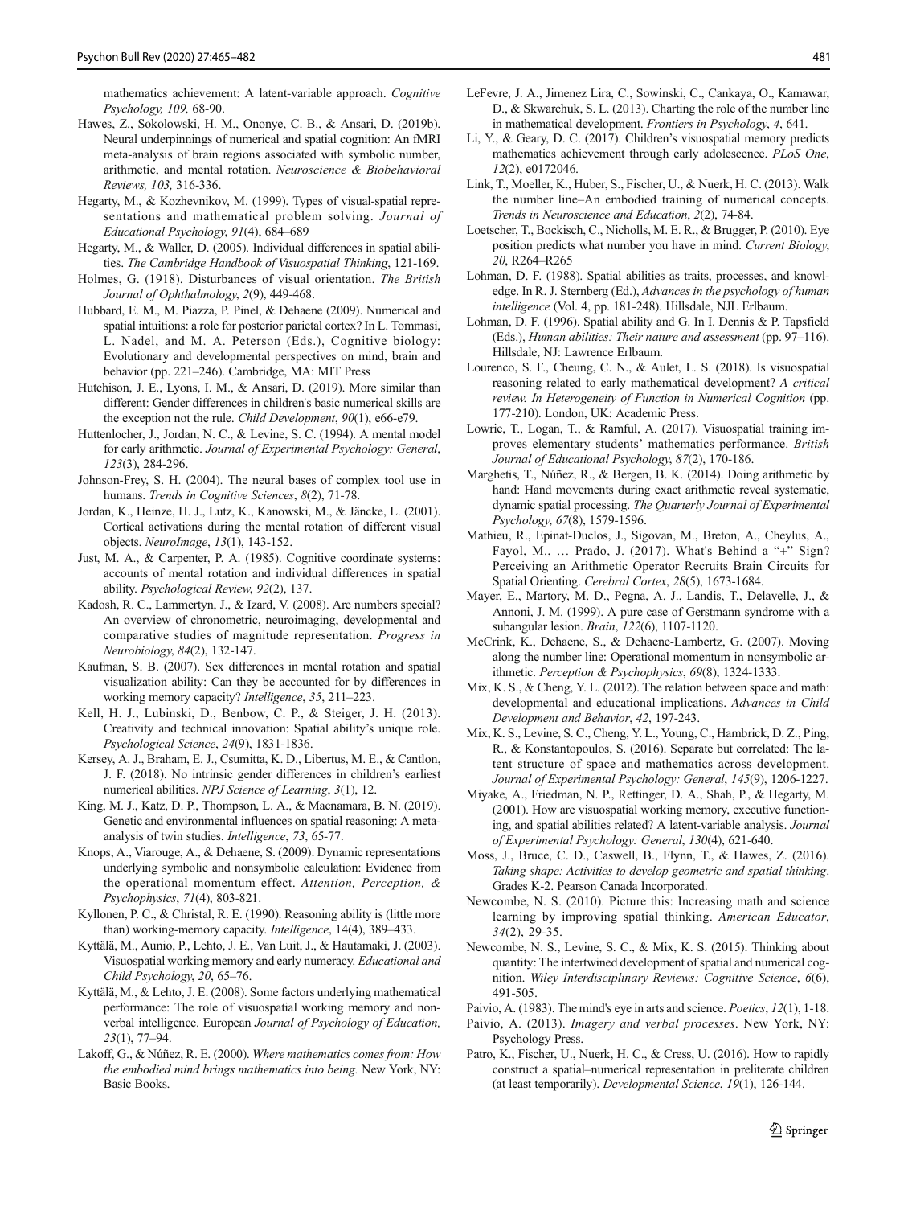mathematics achievement: A latent-variable approach. *Cognitive Psychology, 109,* 68-90.

Hawes, Z., Sokolowski, H. M., Ononye, C. B., & Ansari, D. (2019b). Neural underpinnings of numerical and spatial cognition: An fMRI meta-analysis of brain regions associated with symbolic number, arithmetic, and mental rotation. *Neuroscience & Biobehavioral Reviews, 103,* 316-336.

Hegarty, M., & Kozhevnikov, M. (1999). Types of visual-spatial representations and mathematical problem solving. *Journal of Educational Psychology*, *91*(4), 684–689

Hegarty, M., & Waller, D. (2005). Individual differences in spatial abilities. *The Cambridge Handbook of Visuospatial Thinking*, 121-169.

Holmes, G. (1918). Disturbances of visual orientation. *The British Journal of Ophthalmology*, *2*(9), 449-468.

Hubbard, E. M., M. Piazza, P. Pinel, & Dehaene (2009). Numerical and spatial intuitions: a role for posterior parietal cortex? In L. Tommasi, L. Nadel, and M. A. Peterson (Eds.), Cognitive biology: Evolutionary and developmental perspectives on mind, brain and behavior (pp. 221–246). Cambridge, MA: MIT Press

Hutchison, J. E., Lyons, I. M., & Ansari, D. (2019). More similar than different: Gender differences in children's basic numerical skills are the exception not the rule. *Child Development*, *90*(1), e66-e79.

Huttenlocher, J., Jordan, N. C., & Levine, S. C. (1994). A mental model for early arithmetic. *Journal of Experimental Psychology: General*, *123*(3), 284-296.

Johnson-Frey, S. H. (2004). The neural bases of complex tool use in humans. *Trends in Cognitive Sciences*, *8*(2), 71-78.

Jordan, K., Heinze, H. J., Lutz, K., Kanowski, M., & Jäncke, L. (2001). Cortical activations during the mental rotation of different visual objects. *NeuroImage*, *13*(1), 143-152.

Just, M. A., & Carpenter, P. A. (1985). Cognitive coordinate systems: accounts of mental rotation and individual differences in spatial ability. *Psychological Review*, *92*(2), 137.

Kadosh, R. C., Lammertyn, J., & Izard, V. (2008). Are numbers special? An overview of chronometric, neuroimaging, developmental and comparative studies of magnitude representation. *Progress in Neurobiology*, *84*(2), 132-147.

Kaufman, S. B. (2007). Sex differences in mental rotation and spatial visualization ability: Can they be accounted for by differences in working memory capacity? *Intelligence*, *35*, 211–223.

Kell, H. J., Lubinski, D., Benbow, C. P., & Steiger, J. H. (2013). Creativity and technical innovation: Spatial ability's unique role. *Psychological Science*, *24*(9), 1831-1836.

Kersey, A. J., Braham, E. J., Csumitta, K. D., Libertus, M. E., & Cantlon, J. F. (2018). No intrinsic gender differences in children's earliest numerical abilities. *NPJ Science of Learning*, *3*(1), 12.

King, M. J., Katz, D. P., Thompson, L. A., & Macnamara, B. N. (2019). Genetic and environmental influences on spatial reasoning: A meta-analysis of twin studies. *Intelligence*, *73*, 65-77.

Knops, A., Viarouge, A., & Dehaene, S. (2009). Dynamic representations underlying symbolic and nonsymbolic calculation: Evidence from the operational momentum effect. *Attention, Perception, & Psychophysics*, *71*(4), 803-821.

Kyllonen, P. C., & Christal, R. E. (1990). Reasoning ability is (little more than) working-memory capacity. *Intelligence*, 14(4), 389–433.

Kyttälä, M., Aunio, P., Lehto, J. E., Van Luit, J., & Hautamaki, J. (2003). Visuospatial working memory and early numeracy. *Educational and Child Psychology*, *20*, 65–76.

Kyttälä, M., & Lehto, J. E. (2008). Some factors underlying mathematical performance: The role of visuospatial working memory and nonverbal intelligence. European *Journal of Psychology of Education, 23*(1), 77–94.

Lakoff, G., & Núñez, R. E. (2000). *Where mathematics comes from: How the embodied mind brings mathematics into being.* New York, NY: Basic Books.

LeFevre, J. A., Jimenez Lira, C., Sowinski, C., Cankaya, O., Kamawar, D., & Skwarchuk, S. L. (2013). Charting the role of the number line in mathematical development. *Frontiers in Psychology*, *4*, 641.

Li, Y., & Geary, D. C. (2017). Children's visuospatial memory predicts mathematics achievement through early adolescence. *PLoS One*, *12*(2), e0172046.

Link, T., Moeller, K., Huber, S., Fischer, U., & Nuerk, H. C. (2013). Walk the number line–An embodied training of numerical concepts. *Trends in Neuroscience and Education*, *2*(2), 74-84.

Loetscher, T., Bockisch, C., Nicholls, M. E. R., & Brugger, P. (2010). Eye position predicts what number you have in mind. *Current Biology*, *20*, R264–R265

Lohman, D. F. (1988). Spatial abilities as traits, processes, and knowledge. In R. J. Sternberg (Ed.), *Advances in the psychology of human intelligence* (Vol. 4, pp. 181-248). Hillsdale, NJL Erlbaum.

Lohman, D. F. (1996). Spatial ability and G. In I. Dennis & P. Tapsfield (Eds.), *Human abilities: Their nature and assessment* (pp. 97–116). Hillsdale, NJ: Lawrence Erlbaum.

Lourenco, S. F., Cheung, C. N., & Aulet, L. S. (2018). Is visuospatial reasoning related to early mathematical development? *A critical review. In Heterogeneity of Function in Numerical Cognition* (pp. 177-210). London, UK: Academic Press.

Lowrie, T., Logan, T., & Ramful, A. (2017). Visuospatial training improves elementary students' mathematics performance. *British Journal of Educational Psychology*, *87*(2), 170-186.

Marghetis, T., Núñez, R., & Bergen, B. K. (2014). Doing arithmetic by hand: Hand movements during exact arithmetic reveal systematic, dynamic spatial processing. *The Quarterly Journal of Experimental Psychology*, *67*(8), 1579-1596.

Mathieu, R., Epinat-Duclos, J., Sigovan, M., Breton, A., Cheylus, A., Fayol, M., … Prado, J. (2017). What's Behind a "+" Sign? Perceiving an Arithmetic Operator Recruits Brain Circuits for Spatial Orienting. *Cerebral Cortex*, *28*(5), 1673-1684.

Mayer, E., Martory, M. D., Pegna, A. J., Landis, T., Delavelle, J., & Annoni, J. M. (1999). A pure case of Gerstmann syndrome with a subangular lesion. *Brain*, *122*(6), 1107-1120.

McCrink, K., Dehaene, S., & Dehaene-Lambertz, G. (2007). Moving along the number line: Operational momentum in nonsymbolic arithmetic. *Perception & Psychophysics*, *69*(8), 1324-1333.

Mix, K. S., & Cheng, Y. L. (2012). The relation between space and math: developmental and educational implications. *Advances in Child Development and Behavior*, *42*, 197-243.

Mix, K. S., Levine, S. C., Cheng, Y. L., Young, C., Hambrick, D. Z., Ping, R., & Konstantopoulos, S. (2016). Separate but correlated: The latent structure of space and mathematics across development. *Journal of Experimental Psychology: General*, *145*(9), 1206-1227.

Miyake, A., Friedman, N. P., Rettinger, D. A., Shah, P., & Hegarty, M. (2001). How are visuospatial working memory, executive functioning, and spatial abilities related? A latent-variable analysis. *Journal of Experimental Psychology: General*, *130*(4), 621-640.

Moss, J., Bruce, C. D., Caswell, B., Flynn, T., & Hawes, Z. (2016). *Taking shape: Activities to develop geometric and spatial thinking*. Grades K-2. Pearson Canada Incorporated.

Newcombe, N. S. (2010). Picture this: Increasing math and science learning by improving spatial thinking. *American Educator*, *34*(2), 29-35.

Newcombe, N. S., Levine, S. C., & Mix, K. S. (2015). Thinking about quantity: The intertwined development of spatial and numerical cognition. *Wiley Interdisciplinary Reviews: Cognitive Science*, *6*(6), 491-505.

Paivio, A. (1983). The mind's eye in arts and science. *Poetics*, *12*(1), 1-18.

Paivio, A. (2013). *Imagery and verbal processes*. New York, NY: Psychology Press.

Patro, K., Fischer, U., Nuerk, H. C., & Cress, U. (2016). How to rapidly construct a spatial–numerical representation in preliterate children (at least temporarily). *Developmental Science*, *19*(1), 126-144.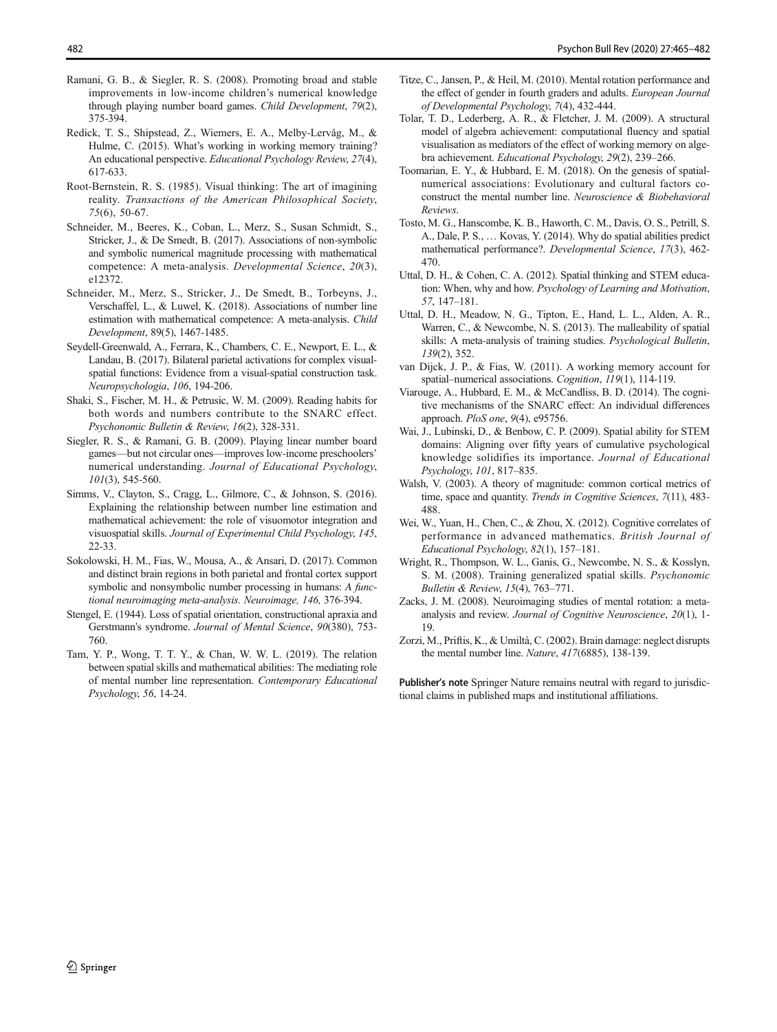Ramani, G. B., & Siegler, R. S. (2008). Promoting broad and stable improvements in low-income children's numerical knowledge through playing number board games. *Child Development*, *79*(2), 375-394.

Redick, T. S., Shipstead, Z., Wiemers, E. A., Melby-Lervåg, M., & Hulme, C. (2015). What's working in working memory training? An educational perspective. *Educational Psychology Review*, *27*(4), 617-633.

Root-Bernstein, R. S. (1985). Visual thinking: The art of imagining reality. *Transactions of the American Philosophical Society*, *75*(6), 50-67.

Schneider, M., Beeres, K., Coban, L., Merz, S., Susan Schmidt, S., Stricker, J., & De Smedt, B. (2017). Associations of non-symbolic and symbolic numerical magnitude processing with mathematical competence: A meta-analysis. *Developmental Science*, *20*(3), e12372.

Schneider, M., Merz, S., Stricker, J., De Smedt, B., Torbeyns, J., Verschaffel, L., & Luwel, K. (2018). Associations of number line estimation with mathematical competence: A meta-analysis. *Child Development*, 89(5), 1467-1485.

Seydell-Greenwald, A., Ferrara, K., Chambers, C. E., Newport, E. L., & Landau, B. (2017). Bilateral parietal activations for complex visual-spatial functions: Evidence from a visual-spatial construction task. *Neuropsychologia*, *106*, 194-206.

Shaki, S., Fischer, M. H., & Petrusic, W. M. (2009). Reading habits for both words and numbers contribute to the SNARC effect. *Psychonomic Bulletin & Review*, *16*(2), 328-331.

Siegler, R. S., & Ramani, G. B. (2009). Playing linear number board games—but not circular ones—improves low-income preschoolers' numerical understanding. *Journal of Educational Psychology*, *101*(3), 545-560.

Simms, V., Clayton, S., Cragg, L., Gilmore, C., & Johnson, S. (2016). Explaining the relationship between number line estimation and mathematical achievement: the role of visuomotor integration and visuospatial skills. *Journal of Experimental Child Psychology*, *145*, 22-33.

Sokolowski, H. M., Fias, W., Mousa, A., & Ansari, D. (2017). Common and distinct brain regions in both parietal and frontal cortex support symbolic and nonsymbolic number processing in humans: *A functional neuroimaging meta-analysis. Neuroimage, 146,* 376-394.

Stengel, E. (1944). Loss of spatial orientation, constructional apraxia and Gerstmann's syndrome. *Journal of Mental Science*, *90*(380), 753-760.

Tam, Y. P., Wong, T. T. Y., & Chan, W. W. L. (2019). The relation between spatial skills and mathematical abilities: The mediating role of mental number line representation. *Contemporary Educational Psychology*, *56*, 14-24.

Titze, C., Jansen, P., & Heil, M. (2010). Mental rotation performance and the effect of gender in fourth graders and adults. *European Journal of Developmental Psychology*, *7*(4), 432-444.

Tolar, T. D., Lederberg, A. R., & Fletcher, J. M. (2009). A structural model of algebra achievement: computational fluency and spatial visualisation as mediators of the effect of working memory on algebra achievement. *Educational Psychology*, *29*(2), 239–266.

Toomarian, E. Y., & Hubbard, E. M. (2018). On the genesis of spatial-numerical associations: Evolutionary and cultural factors co-construct the mental number line. *Neuroscience & Biobehavioral Reviews*.

Tosto, M. G., Hanscombe, K. B., Haworth, C. M., Davis, O. S., Petrill, S. A., Dale, P. S., … Kovas, Y. (2014). Why do spatial abilities predict mathematical performance?. *Developmental Science*, *17*(3), 462-470.

Uttal, D. H., & Cohen, C. A. (2012). Spatial thinking and STEM education: When, why and how. *Psychology of Learning and Motivation*, *57*, 147–181.

Uttal, D. H., Meadow, N. G., Tipton, E., Hand, L. L., Alden, A. R., Warren, C., & Newcombe, N. S. (2013). The malleability of spatial skills: A meta-analysis of training studies. *Psychological Bulletin*, *139*(2), 352.

van Dijck, J. P., & Fias, W. (2011). A working memory account for spatial–numerical associations. *Cognition*, *119*(1), 114-119.

Viarouge, A., Hubbard, E. M., & McCandliss, B. D. (2014). The cognitive mechanisms of the SNARC effect: An individual differences approach. *PloS one*, *9*(4), e95756.

Wai, J., Lubinski, D., & Benbow, C. P. (2009). Spatial ability for STEM domains: Aligning over fifty years of cumulative psychological knowledge solidifies its importance. *Journal of Educational Psychology*, *101*, 817–835.

Walsh, V. (2003). A theory of magnitude: common cortical metrics of time, space and quantity. *Trends in Cognitive Sciences*, *7*(11), 483-488.

Wei, W., Yuan, H., Chen, C., & Zhou, X. (2012). Cognitive correlates of performance in advanced mathematics. *British Journal of Educational Psychology*, *82*(1), 157–181.

Wright, R., Thompson, W. L., Ganis, G., Newcombe, N. S., & Kosslyn, S. M. (2008). Training generalized spatial skills. *Psychonomic Bulletin & Review*, *15*(4), 763–771.

Zacks, J. M. (2008). Neuroimaging studies of mental rotation: a meta-analysis and review. *Journal of Cognitive Neuroscience*, *20*(1), 1-19.

Zorzi, M., Priftis, K., & Umiltà, C. (2002). Brain damage: neglect disrupts the mental number line. *Nature*, *417*(6885), 138-139.

**Publisher's note** Springer Nature remains neutral with regard to jurisdictional claims in published maps and institutional affiliations.